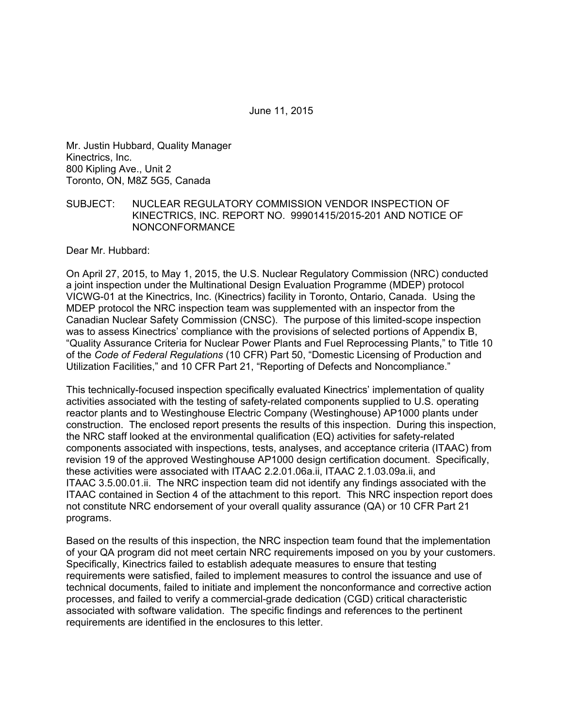June 11, 2015

Mr. Justin Hubbard, Quality Manager
Kinectrics, Inc.
800 Kipling Ave., Unit 2
Toronto, ON, M8Z 5G5, Canada

SUBJECT: NUCLEAR REGULATORY COMMISSION VENDOR INSPECTION OF KINECTRICS, INC. REPORT NO. 99901415/2015-201 AND NOTICE OF NONCONFORMANCE

Dear Mr. Hubbard:

On April 27, 2015, to May 1, 2015, the U.S. Nuclear Regulatory Commission (NRC) conducted a joint inspection under the Multinational Design Evaluation Programme (MDEP) protocol VICWG-01 at the Kinectrics, Inc. (Kinectrics) facility in Toronto, Ontario, Canada. Using the MDEP protocol the NRC inspection team was supplemented with an inspector from the Canadian Nuclear Safety Commission (CNSC). The purpose of this limited-scope inspection was to assess Kinectrics' compliance with the provisions of selected portions of Appendix B, "Quality Assurance Criteria for Nuclear Power Plants and Fuel Reprocessing Plants," to Title 10 of the *Code of Federal Regulations* (10 CFR) Part 50, "Domestic Licensing of Production and Utilization Facilities," and 10 CFR Part 21, "Reporting of Defects and Noncompliance."

This technically-focused inspection specifically evaluated Kinectrics' implementation of quality activities associated with the testing of safety-related components supplied to U.S. operating reactor plants and to Westinghouse Electric Company (Westinghouse) AP1000 plants under construction. The enclosed report presents the results of this inspection. During this inspection, the NRC staff looked at the environmental qualification (EQ) activities for safety-related components associated with inspections, tests, analyses, and acceptance criteria (ITAAC) from revision 19 of the approved Westinghouse AP1000 design certification document. Specifically, these activities were associated with ITAAC 2.2.01.06a.ii, ITAAC 2.1.03.09a.ii, and ITAAC 3.5.00.01.ii. The NRC inspection team did not identify any findings associated with the ITAAC contained in Section 4 of the attachment to this report. This NRC inspection report does not constitute NRC endorsement of your overall quality assurance (QA) or 10 CFR Part 21 programs.

Based on the results of this inspection, the NRC inspection team found that the implementation of your QA program did not meet certain NRC requirements imposed on you by your customers. Specifically, Kinectrics failed to establish adequate measures to ensure that testing requirements were satisfied, failed to implement measures to control the issuance and use of technical documents, failed to initiate and implement the nonconformance and corrective action processes, and failed to verify a commercial-grade dedication (CGD) critical characteristic associated with software validation. The specific findings and references to the pertinent requirements are identified in the enclosures to this letter.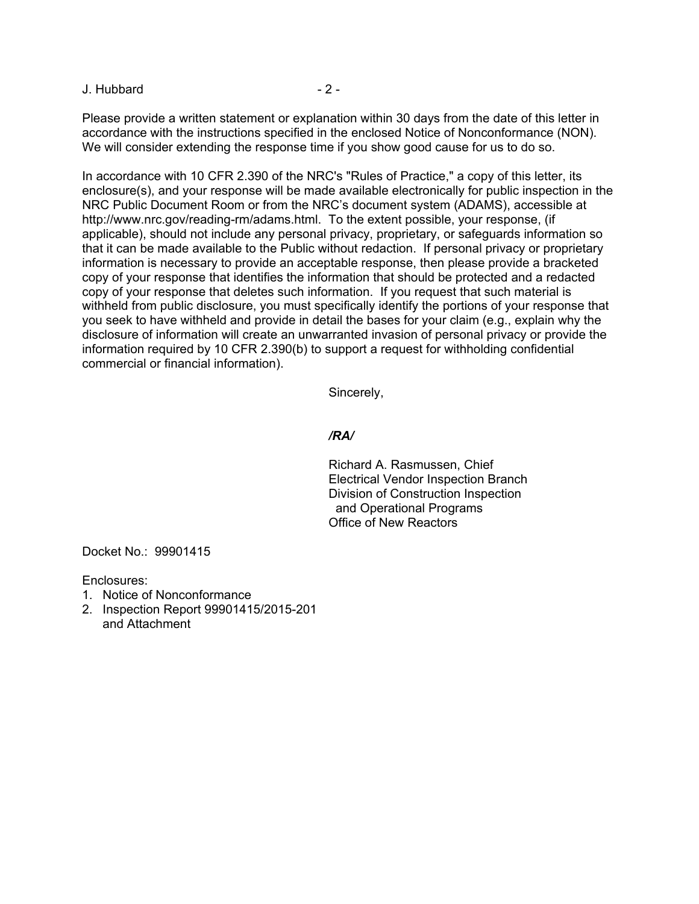Please provide a written statement or explanation within 30 days from the date of this letter in accordance with the instructions specified in the enclosed Notice of Nonconformance (NON). We will consider extending the response time if you show good cause for us to do so.

In accordance with 10 CFR 2.390 of the NRC's "Rules of Practice," a copy of this letter, its enclosure(s), and your response will be made available electronically for public inspection in the NRC Public Document Room or from the NRC's document system (ADAMS), accessible at http://www.nrc.gov/reading-rm/adams.html. To the extent possible, your response, (if applicable), should not include any personal privacy, proprietary, or safeguards information so that it can be made available to the Public without redaction. If personal privacy or proprietary information is necessary to provide an acceptable response, then please provide a bracketed copy of your response that identifies the information that should be protected and a redacted copy of your response that deletes such information. If you request that such material is withheld from public disclosure, you must specifically identify the portions of your response that you seek to have withheld and provide in detail the bases for your claim (e.g., explain why the disclosure of information will create an unwarranted invasion of personal privacy or provide the information required by 10 CFR 2.390(b) to support a request for withholding confidential commercial or financial information).

Sincerely,

***/RA/***

Richard A. Rasmussen, Chief
Electrical Vendor Inspection Branch
Division of Construction Inspection
and Operational Programs
Office of New Reactors

Docket No.: 99901415

Enclosures:

1. Notice of Nonconformance
2. Inspection Report 99901415/2015-201 and Attachment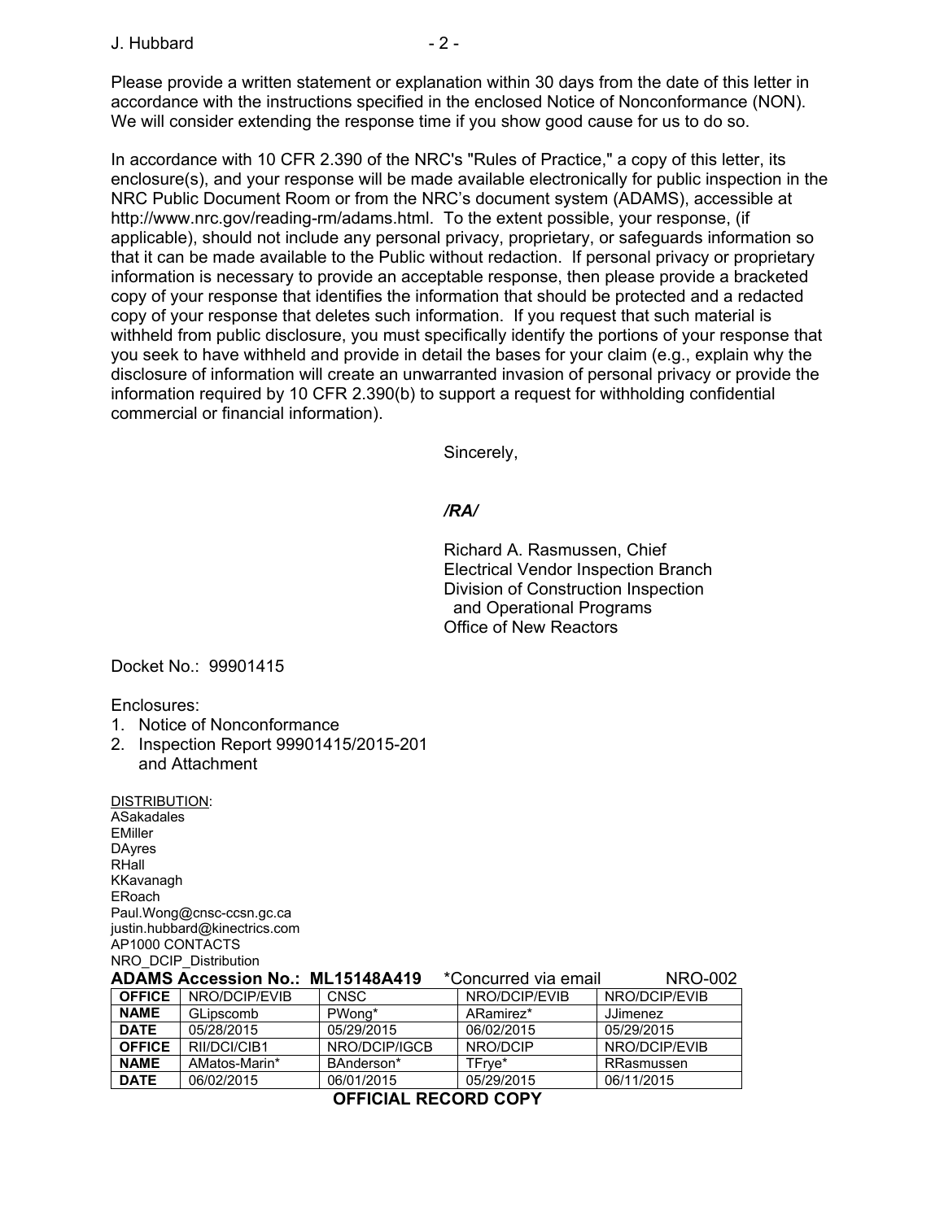Please provide a written statement or explanation within 30 days from the date of this letter in accordance with the instructions specified in the enclosed Notice of Nonconformance (NON). We will consider extending the response time if you show good cause for us to do so.

In accordance with 10 CFR 2.390 of the NRC's "Rules of Practice," a copy of this letter, its enclosure(s), and your response will be made available electronically for public inspection in the NRC Public Document Room or from the NRC's document system (ADAMS), accessible at http://www.nrc.gov/reading-rm/adams.html. To the extent possible, your response, (if applicable), should not include any personal privacy, proprietary, or safeguards information so that it can be made available to the Public without redaction. If personal privacy or proprietary information is necessary to provide an acceptable response, then please provide a bracketed copy of your response that identifies the information that should be protected and a redacted copy of your response that deletes such information. If you request that such material is withheld from public disclosure, you must specifically identify the portions of your response that you seek to have withheld and provide in detail the bases for your claim (e.g., explain why the disclosure of information will create an unwarranted invasion of personal privacy or provide the information required by 10 CFR 2.390(b) to support a request for withholding confidential commercial or financial information).

Sincerely,

*/RA/*

Richard A. Rasmussen, Chief
Electrical Vendor Inspection Branch
Division of Construction Inspection
and Operational Programs
Office of New Reactors

Docket No.: 99901415

Enclosures:

1. Notice of Nonconformance
2. Inspection Report 99901415/2015-201 and Attachment

DISTRIBUTION:
ASakadales
EMiller
DAyres
RHall
KKavanagh
ERoach
Paul.Wong@cnsc-ccsn.gc.ca
justin.hubbard@kinectrics.com
AP1000 CONTACTS
NRO_DCIP_Distribution

**ADAMS Accession No.: ML15148A419** *Concurred via email NRO-002

| **OFFICE** | NRO/DCIP/EVIB | CNSC | NRO/DCIP/EVIB | NRO/DCIP/EVIB |
|---|---|---|---|---|
| **NAME** | GLipscomb | PWong* | ARamirez* | JJimenez |
| **DATE** | 05/28/2015 | 05/29/2015 | 06/02/2015 | 05/29/2015 |
| **OFFICE** | RII/DCI/CIB1 | NRO/DCIP/IGCB | NRO/DCIP | NRO/DCIP/EVIB |
| **NAME** | AMatos-Marin* | BAnderson* | TFrye* | RRasmussen |
| **DATE** | 06/02/2015 | 06/01/2015 | 05/29/2015 | 06/11/2015 |

**OFFICIAL RECORD COPY**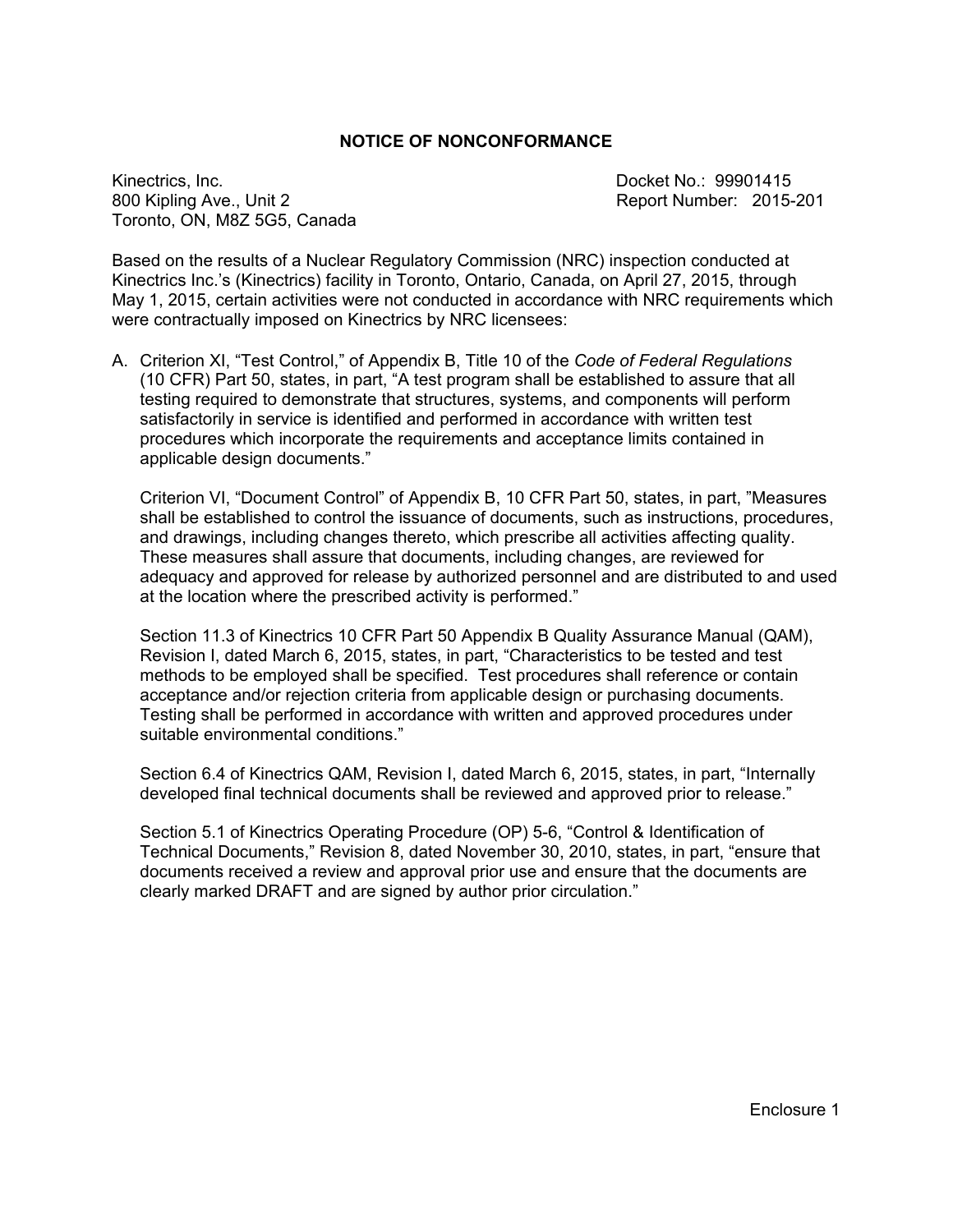## NOTICE OF NONCONFORMANCE

Kinectrics, Inc.
800 Kipling Ave., Unit 2
Toronto, ON, M8Z 5G5, Canada

Docket No.: 99901415
Report Number: 2015-201

Based on the results of a Nuclear Regulatory Commission (NRC) inspection conducted at Kinectrics Inc.'s (Kinectrics) facility in Toronto, Ontario, Canada, on April 27, 2015, through May 1, 2015, certain activities were not conducted in accordance with NRC requirements which were contractually imposed on Kinectrics by NRC licensees:

A. Criterion XI, "Test Control," of Appendix B, Title 10 of the *Code of Federal Regulations* (10 CFR) Part 50, states, in part, "A test program shall be established to assure that all testing required to demonstrate that structures, systems, and components will perform satisfactorily in service is identified and performed in accordance with written test procedures which incorporate the requirements and acceptance limits contained in applicable design documents."

   Criterion VI, "Document Control" of Appendix B, 10 CFR Part 50, states, in part, "Measures shall be established to control the issuance of documents, such as instructions, procedures, and drawings, including changes thereto, which prescribe all activities affecting quality. These measures shall assure that documents, including changes, are reviewed for adequacy and approved for release by authorized personnel and are distributed to and used at the location where the prescribed activity is performed."

   Section 11.3 of Kinectrics 10 CFR Part 50 Appendix B Quality Assurance Manual (QAM), Revision I, dated March 6, 2015, states, in part, "Characteristics to be tested and test methods to be employed shall be specified. Test procedures shall reference or contain acceptance and/or rejection criteria from applicable design or purchasing documents. Testing shall be performed in accordance with written and approved procedures under suitable environmental conditions."

   Section 6.4 of Kinectrics QAM, Revision I, dated March 6, 2015, states, in part, "Internally developed final technical documents shall be reviewed and approved prior to release."

   Section 5.1 of Kinectrics Operating Procedure (OP) 5-6, "Control & Identification of Technical Documents," Revision 8, dated November 30, 2010, states, in part, "ensure that documents received a review and approval prior use and ensure that the documents are clearly marked DRAFT and are signed by author prior circulation."

Enclosure 1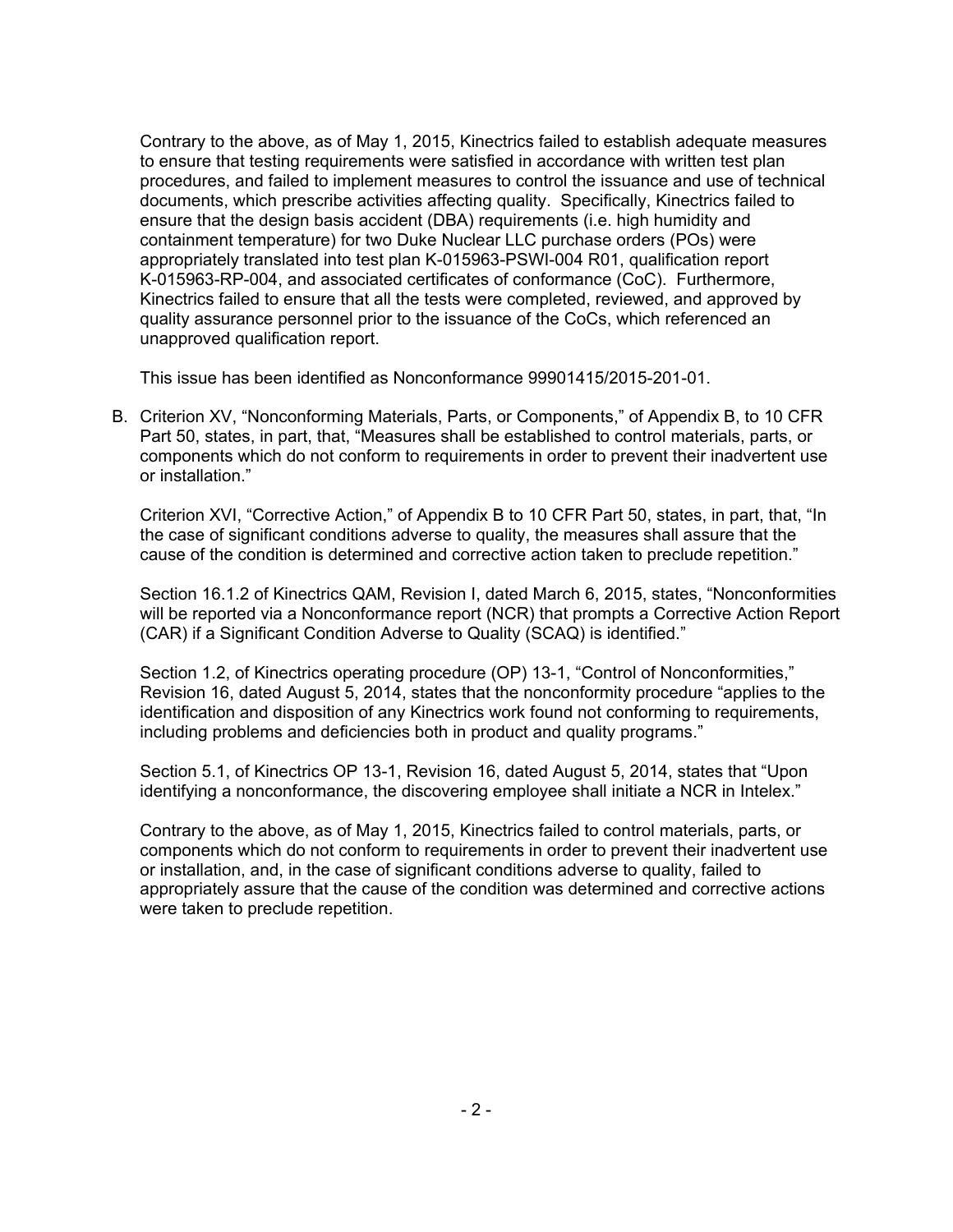Contrary to the above, as of May 1, 2015, Kinectrics failed to establish adequate measures to ensure that testing requirements were satisfied in accordance with written test plan procedures, and failed to implement measures to control the issuance and use of technical documents, which prescribe activities affecting quality. Specifically, Kinectrics failed to ensure that the design basis accident (DBA) requirements (i.e. high humidity and containment temperature) for two Duke Nuclear LLC purchase orders (POs) were appropriately translated into test plan K-015963-PSWI-004 R01, qualification report K-015963-RP-004, and associated certificates of conformance (CoC). Furthermore, Kinectrics failed to ensure that all the tests were completed, reviewed, and approved by quality assurance personnel prior to the issuance of the CoCs, which referenced an unapproved qualification report.

This issue has been identified as Nonconformance 99901415/2015-201-01.

B. Criterion XV, "Nonconforming Materials, Parts, or Components," of Appendix B, to 10 CFR Part 50, states, in part, that, "Measures shall be established to control materials, parts, or components which do not conform to requirements in order to prevent their inadvertent use or installation."

   Criterion XVI, "Corrective Action," of Appendix B to 10 CFR Part 50, states, in part, that, "In the case of significant conditions adverse to quality, the measures shall assure that the cause of the condition is determined and corrective action taken to preclude repetition."

   Section 16.1.2 of Kinectrics QAM, Revision I, dated March 6, 2015, states, "Nonconformities will be reported via a Nonconformance report (NCR) that prompts a Corrective Action Report (CAR) if a Significant Condition Adverse to Quality (SCAQ) is identified."

   Section 1.2, of Kinectrics operating procedure (OP) 13-1, "Control of Nonconformities," Revision 16, dated August 5, 2014, states that the nonconformity procedure "applies to the identification and disposition of any Kinectrics work found not conforming to requirements, including problems and deficiencies both in product and quality programs."

   Section 5.1, of Kinectrics OP 13-1, Revision 16, dated August 5, 2014, states that "Upon identifying a nonconformance, the discovering employee shall initiate a NCR in Intelex."

   Contrary to the above, as of May 1, 2015, Kinectrics failed to control materials, parts, or components which do not conform to requirements in order to prevent their inadvertent use or installation, and, in the case of significant conditions adverse to quality, failed to appropriately assure that the cause of the condition was determined and corrective actions were taken to preclude repetition.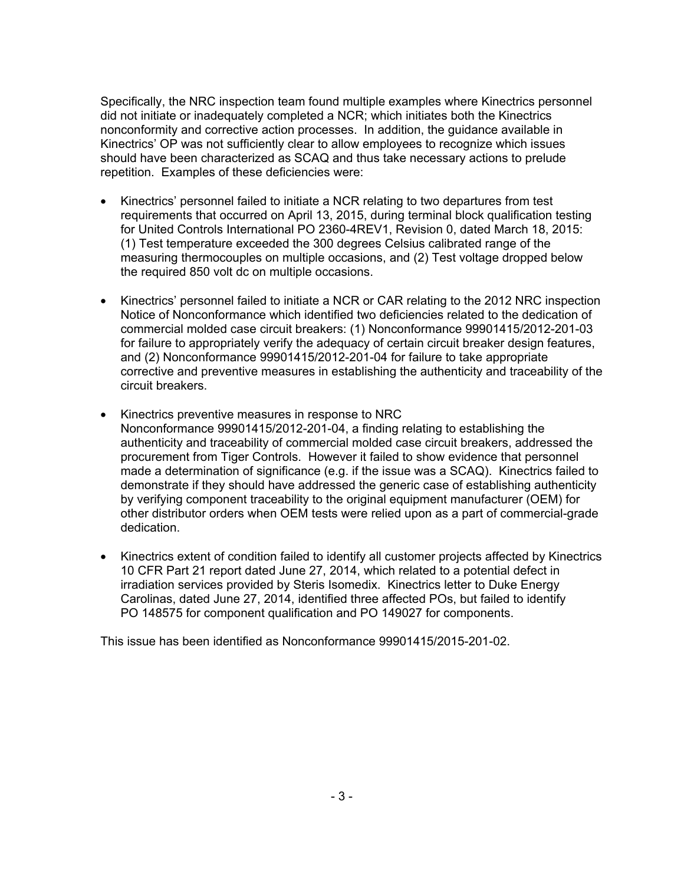Specifically, the NRC inspection team found multiple examples where Kinectrics personnel did not initiate or inadequately completed a NCR; which initiates both the Kinectrics nonconformity and corrective action processes. In addition, the guidance available in Kinectrics' OP was not sufficiently clear to allow employees to recognize which issues should have been characterized as SCAQ and thus take necessary actions to prelude repetition. Examples of these deficiencies were:

- Kinectrics' personnel failed to initiate a NCR relating to two departures from test requirements that occurred on April 13, 2015, during terminal block qualification testing for United Controls International PO 2360-4REV1, Revision 0, dated March 18, 2015: (1) Test temperature exceeded the 300 degrees Celsius calibrated range of the measuring thermocouples on multiple occasions, and (2) Test voltage dropped below the required 850 volt dc on multiple occasions.

- Kinectrics' personnel failed to initiate a NCR or CAR relating to the 2012 NRC inspection Notice of Nonconformance which identified two deficiencies related to the dedication of commercial molded case circuit breakers: (1) Nonconformance 99901415/2012-201-03 for failure to appropriately verify the adequacy of certain circuit breaker design features, and (2) Nonconformance 99901415/2012-201-04 for failure to take appropriate corrective and preventive measures in establishing the authenticity and traceability of the circuit breakers.

- Kinectrics preventive measures in response to NRC Nonconformance 99901415/2012-201-04, a finding relating to establishing the authenticity and traceability of commercial molded case circuit breakers, addressed the procurement from Tiger Controls. However it failed to show evidence that personnel made a determination of significance (e.g. if the issue was a SCAQ). Kinectrics failed to demonstrate if they should have addressed the generic case of establishing authenticity by verifying component traceability to the original equipment manufacturer (OEM) for other distributor orders when OEM tests were relied upon as a part of commercial-grade dedication.

- Kinectrics extent of condition failed to identify all customer projects affected by Kinectrics 10 CFR Part 21 report dated June 27, 2014, which related to a potential defect in irradiation services provided by Steris Isomedix. Kinectrics letter to Duke Energy Carolinas, dated June 27, 2014, identified three affected POs, but failed to identify PO 148575 for component qualification and PO 149027 for components.

This issue has been identified as Nonconformance 99901415/2015-201-02.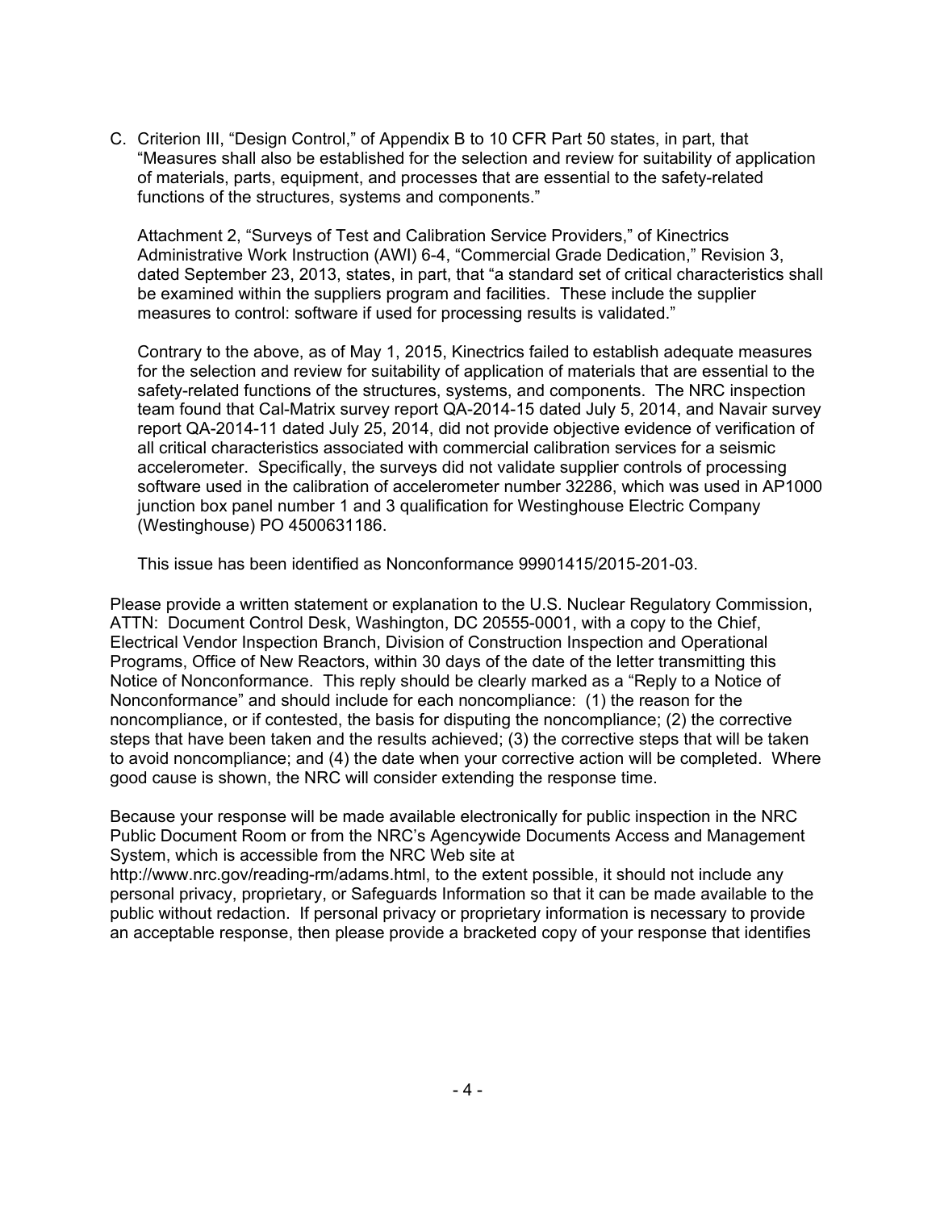C. Criterion III, "Design Control," of Appendix B to 10 CFR Part 50 states, in part, that "Measures shall also be established for the selection and review for suitability of application of materials, parts, equipment, and processes that are essential to the safety-related functions of the structures, systems and components."

   Attachment 2, "Surveys of Test and Calibration Service Providers," of Kinectrics Administrative Work Instruction (AWI) 6-4, "Commercial Grade Dedication," Revision 3, dated September 23, 2013, states, in part, that "a standard set of critical characteristics shall be examined within the suppliers program and facilities. These include the supplier measures to control: software if used for processing results is validated."

   Contrary to the above, as of May 1, 2015, Kinectrics failed to establish adequate measures for the selection and review for suitability of application of materials that are essential to the safety-related functions of the structures, systems, and components. The NRC inspection team found that Cal-Matrix survey report QA-2014-15 dated July 5, 2014, and Navair survey report QA-2014-11 dated July 25, 2014, did not provide objective evidence of verification of all critical characteristics associated with commercial calibration services for a seismic accelerometer. Specifically, the surveys did not validate supplier controls of processing software used in the calibration of accelerometer number 32286, which was used in AP1000 junction box panel number 1 and 3 qualification for Westinghouse Electric Company (Westinghouse) PO 4500631186.

   This issue has been identified as Nonconformance 99901415/2015-201-03.

Please provide a written statement or explanation to the U.S. Nuclear Regulatory Commission, ATTN: Document Control Desk, Washington, DC 20555-0001, with a copy to the Chief, Electrical Vendor Inspection Branch, Division of Construction Inspection and Operational Programs, Office of New Reactors, within 30 days of the date of the letter transmitting this Notice of Nonconformance. This reply should be clearly marked as a "Reply to a Notice of Nonconformance" and should include for each noncompliance: (1) the reason for the noncompliance, or if contested, the basis for disputing the noncompliance; (2) the corrective steps that have been taken and the results achieved; (3) the corrective steps that will be taken to avoid noncompliance; and (4) the date when your corrective action will be completed. Where good cause is shown, the NRC will consider extending the response time.

Because your response will be made available electronically for public inspection in the NRC Public Document Room or from the NRC's Agencywide Documents Access and Management System, which is accessible from the NRC Web site at http://www.nrc.gov/reading-rm/adams.html, to the extent possible, it should not include any personal privacy, proprietary, or Safeguards Information so that it can be made available to the public without redaction. If personal privacy or proprietary information is necessary to provide an acceptable response, then please provide a bracketed copy of your response that identifies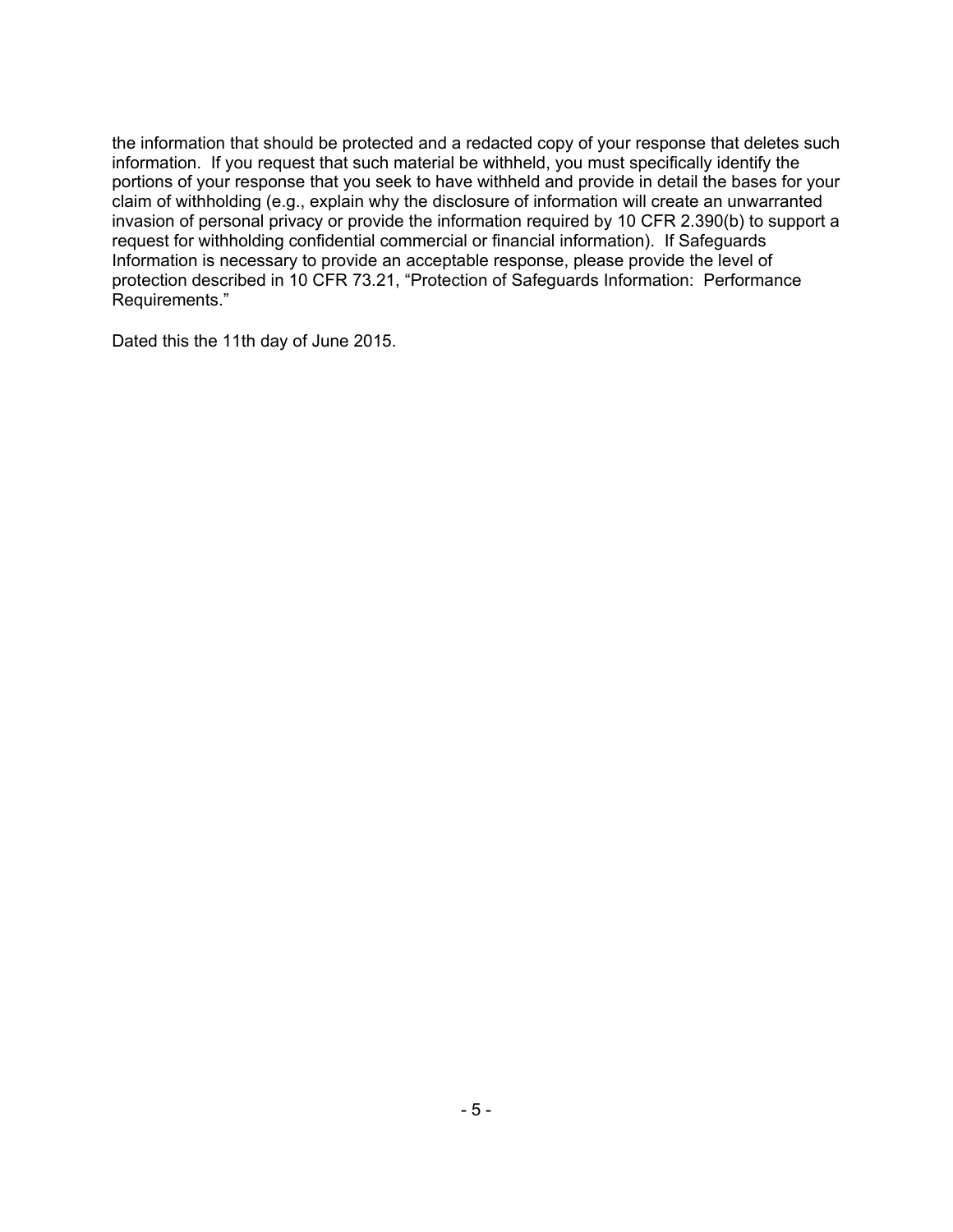the information that should be protected and a redacted copy of your response that deletes such information. If you request that such material be withheld, you must specifically identify the portions of your response that you seek to have withheld and provide in detail the bases for your claim of withholding (e.g., explain why the disclosure of information will create an unwarranted invasion of personal privacy or provide the information required by 10 CFR 2.390(b) to support a request for withholding confidential commercial or financial information). If Safeguards Information is necessary to provide an acceptable response, please provide the level of protection described in 10 CFR 73.21, "Protection of Safeguards Information: Performance Requirements."

Dated this the 11th day of June 2015.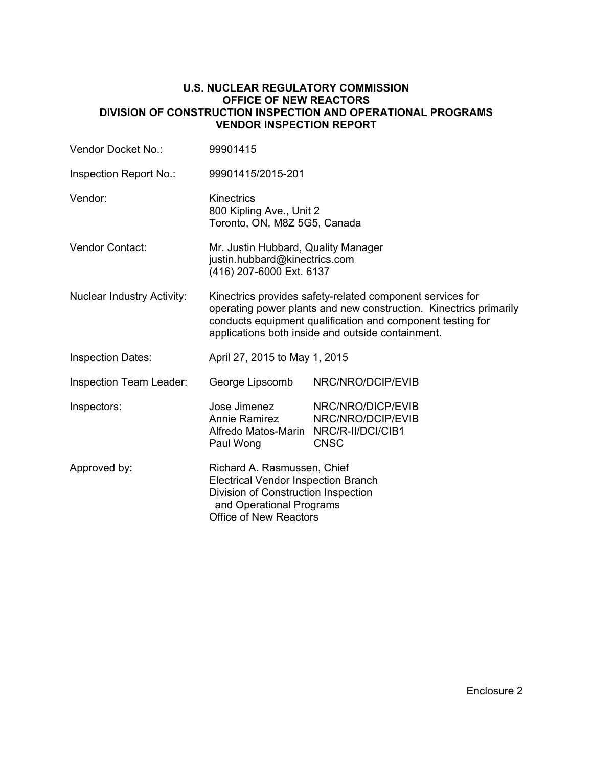**U.S. NUCLEAR REGULATORY COMMISSION**
**OFFICE OF NEW REACTORS**
**DIVISION OF CONSTRUCTION INSPECTION AND OPERATIONAL PROGRAMS**
**VENDOR INSPECTION REPORT**

| | | |
|---|---|---|
| Vendor Docket No.: | 99901415 | |
| Inspection Report No.: | 99901415/2015-201 | |
| Vendor: | Kinectrics<br>800 Kipling Ave., Unit 2<br>Toronto, ON, M8Z 5G5, Canada | |
| Vendor Contact: | Mr. Justin Hubbard, Quality Manager<br>justin.hubbard@kinectrics.com<br>(416) 207-6000 Ext. 6137 | |
| Nuclear Industry Activity: | Kinectrics provides safety-related component services for operating power plants and new construction. Kinectrics primarily conducts equipment qualification and component testing for applications both inside and outside containment. | |
| Inspection Dates: | April 27, 2015 to May 1, 2015 | |
| Inspection Team Leader: | George Lipscomb | NRC/NRO/DCIP/EVIB |
| Inspectors: | Jose Jimenez | NRC/NRO/DICP/EVIB |
| | Annie Ramirez | NRC/NRO/DCIP/EVIB |
| | Alfredo Matos-Marin | NRC/R-II/DCI/CIB1 |
| | Paul Wong | CNSC |
| Approved by: | Richard A. Rasmussen, Chief<br>Electrical Vendor Inspection Branch<br>Division of Construction Inspection and Operational Programs<br>Office of New Reactors | |

Enclosure 2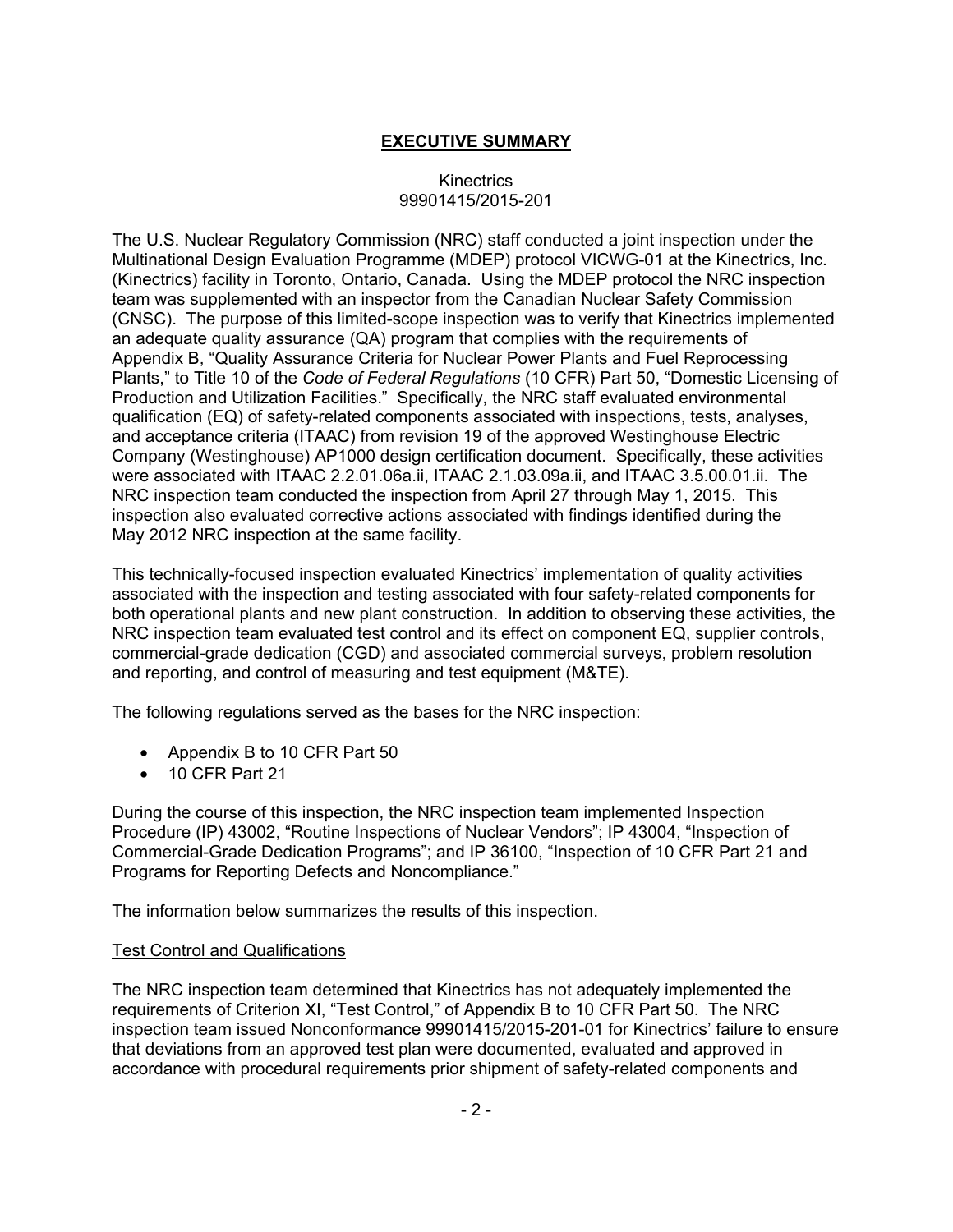## EXECUTIVE SUMMARY

Kinectrics
99901415/2015-201

The U.S. Nuclear Regulatory Commission (NRC) staff conducted a joint inspection under the Multinational Design Evaluation Programme (MDEP) protocol VICWG-01 at the Kinectrics, Inc. (Kinectrics) facility in Toronto, Ontario, Canada. Using the MDEP protocol the NRC inspection team was supplemented with an inspector from the Canadian Nuclear Safety Commission (CNSC). The purpose of this limited-scope inspection was to verify that Kinectrics implemented an adequate quality assurance (QA) program that complies with the requirements of Appendix B, "Quality Assurance Criteria for Nuclear Power Plants and Fuel Reprocessing Plants," to Title 10 of the *Code of Federal Regulations* (10 CFR) Part 50, "Domestic Licensing of Production and Utilization Facilities." Specifically, the NRC staff evaluated environmental qualification (EQ) of safety-related components associated with inspections, tests, analyses, and acceptance criteria (ITAAC) from revision 19 of the approved Westinghouse Electric Company (Westinghouse) AP1000 design certification document. Specifically, these activities were associated with ITAAC 2.2.01.06a.ii, ITAAC 2.1.03.09a.ii, and ITAAC 3.5.00.01.ii. The NRC inspection team conducted the inspection from April 27 through May 1, 2015. This inspection also evaluated corrective actions associated with findings identified during the May 2012 NRC inspection at the same facility.

This technically-focused inspection evaluated Kinectrics' implementation of quality activities associated with the inspection and testing associated with four safety-related components for both operational plants and new plant construction. In addition to observing these activities, the NRC inspection team evaluated test control and its effect on component EQ, supplier controls, commercial-grade dedication (CGD) and associated commercial surveys, problem resolution and reporting, and control of measuring and test equipment (M&TE).

The following regulations served as the bases for the NRC inspection:

- Appendix B to 10 CFR Part 50
- 10 CFR Part 21

During the course of this inspection, the NRC inspection team implemented Inspection Procedure (IP) 43002, "Routine Inspections of Nuclear Vendors"; IP 43004, "Inspection of Commercial-Grade Dedication Programs"; and IP 36100, "Inspection of 10 CFR Part 21 and Programs for Reporting Defects and Noncompliance."

The information below summarizes the results of this inspection.

Test Control and Qualifications

The NRC inspection team determined that Kinectrics has not adequately implemented the requirements of Criterion XI, "Test Control," of Appendix B to 10 CFR Part 50. The NRC inspection team issued Nonconformance 99901415/2015-201-01 for Kinectrics' failure to ensure that deviations from an approved test plan were documented, evaluated and approved in accordance with procedural requirements prior shipment of safety-related components and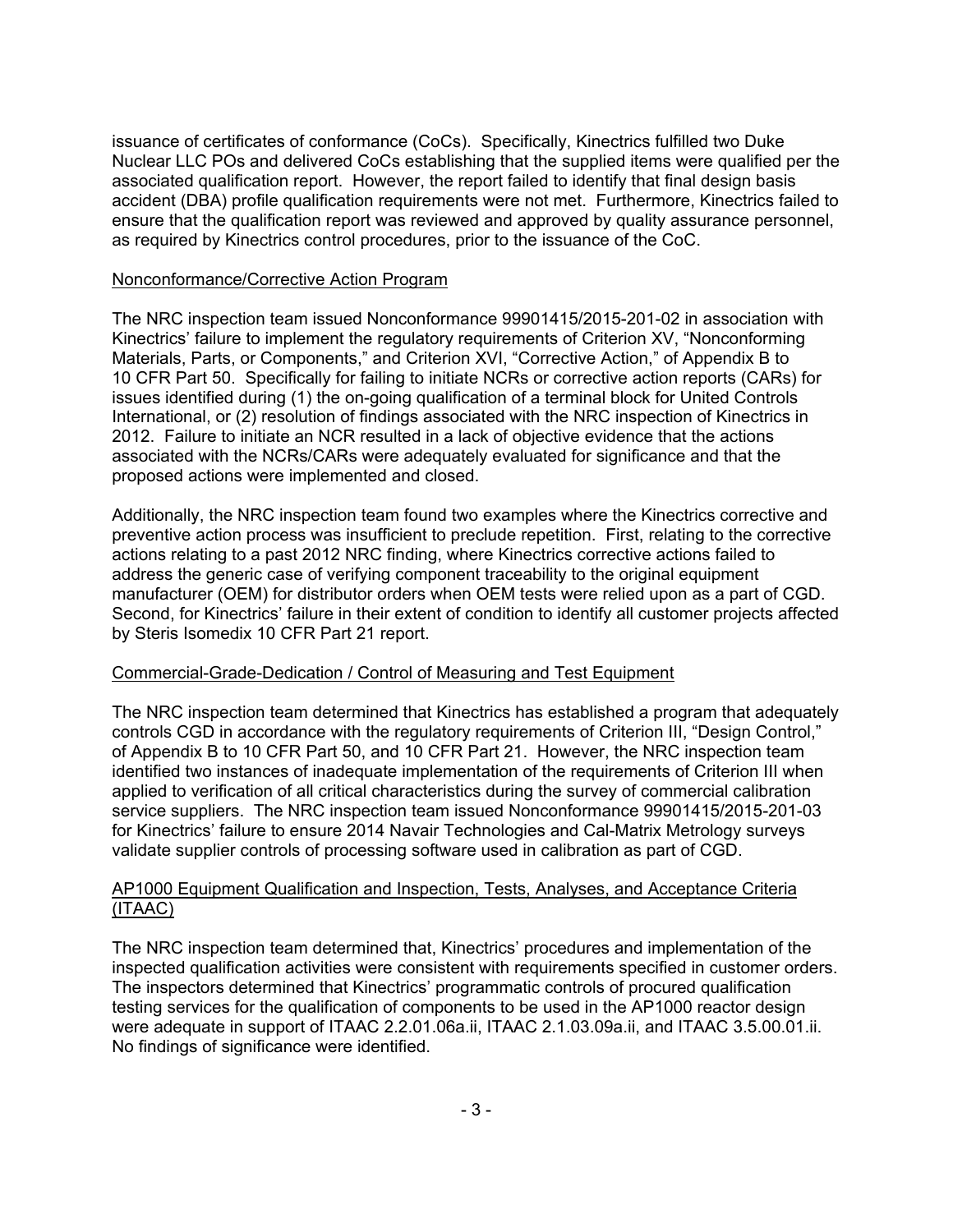issuance of certificates of conformance (CoCs). Specifically, Kinectrics fulfilled two Duke Nuclear LLC POs and delivered CoCs establishing that the supplied items were qualified per the associated qualification report. However, the report failed to identify that final design basis accident (DBA) profile qualification requirements were not met. Furthermore, Kinectrics failed to ensure that the qualification report was reviewed and approved by quality assurance personnel, as required by Kinectrics control procedures, prior to the issuance of the CoC.

## Nonconformance/Corrective Action Program

The NRC inspection team issued Nonconformance 99901415/2015-201-02 in association with Kinectrics' failure to implement the regulatory requirements of Criterion XV, "Nonconforming Materials, Parts, or Components," and Criterion XVI, "Corrective Action," of Appendix B to 10 CFR Part 50. Specifically for failing to initiate NCRs or corrective action reports (CARs) for issues identified during (1) the on-going qualification of a terminal block for United Controls International, or (2) resolution of findings associated with the NRC inspection of Kinectrics in 2012. Failure to initiate an NCR resulted in a lack of objective evidence that the actions associated with the NCRs/CARs were adequately evaluated for significance and that the proposed actions were implemented and closed.

Additionally, the NRC inspection team found two examples where the Kinectrics corrective and preventive action process was insufficient to preclude repetition. First, relating to the corrective actions relating to a past 2012 NRC finding, where Kinectrics corrective actions failed to address the generic case of verifying component traceability to the original equipment manufacturer (OEM) for distributor orders when OEM tests were relied upon as a part of CGD. Second, for Kinectrics' failure in their extent of condition to identify all customer projects affected by Steris Isomedix 10 CFR Part 21 report.

## Commercial-Grade-Dedication / Control of Measuring and Test Equipment

The NRC inspection team determined that Kinectrics has established a program that adequately controls CGD in accordance with the regulatory requirements of Criterion III, "Design Control," of Appendix B to 10 CFR Part 50, and 10 CFR Part 21. However, the NRC inspection team identified two instances of inadequate implementation of the requirements of Criterion III when applied to verification of all critical characteristics during the survey of commercial calibration service suppliers. The NRC inspection team issued Nonconformance 99901415/2015-201-03 for Kinectrics' failure to ensure 2014 Navair Technologies and Cal-Matrix Metrology surveys validate supplier controls of processing software used in calibration as part of CGD.

## AP1000 Equipment Qualification and Inspection, Tests, Analyses, and Acceptance Criteria (ITAAC)

The NRC inspection team determined that, Kinectrics' procedures and implementation of the inspected qualification activities were consistent with requirements specified in customer orders. The inspectors determined that Kinectrics' programmatic controls of procured qualification testing services for the qualification of components to be used in the AP1000 reactor design were adequate in support of ITAAC 2.2.01.06a.ii, ITAAC 2.1.03.09a.ii, and ITAAC 3.5.00.01.ii. No findings of significance were identified.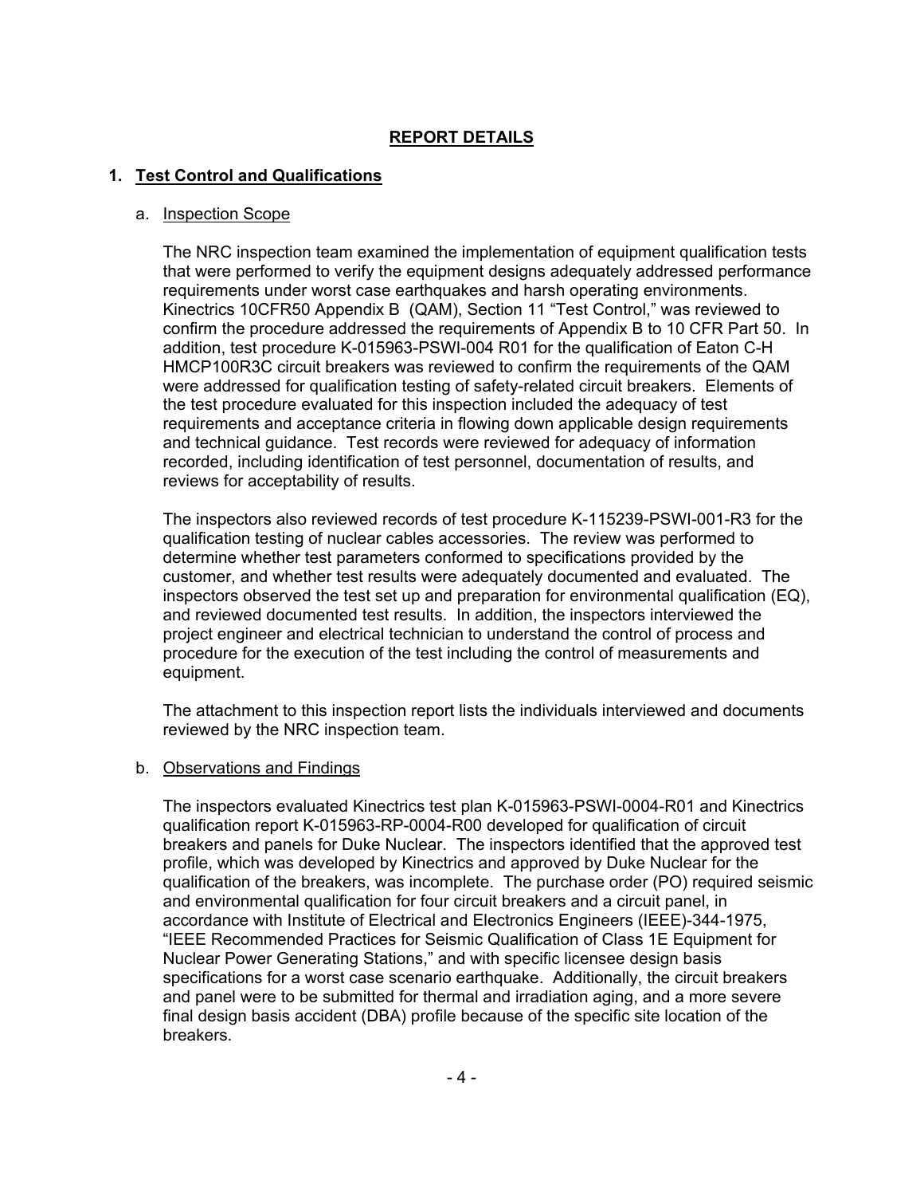## REPORT DETAILS

### 1. Test Control and Qualifications

a. Inspection Scope

The NRC inspection team examined the implementation of equipment qualification tests that were performed to verify the equipment designs adequately addressed performance requirements under worst case earthquakes and harsh operating environments. Kinectrics 10CFR50 Appendix B (QAM), Section 11 "Test Control," was reviewed to confirm the procedure addressed the requirements of Appendix B to 10 CFR Part 50. In addition, test procedure K-015963-PSWI-004 R01 for the qualification of Eaton C-H HMCP100R3C circuit breakers was reviewed to confirm the requirements of the QAM were addressed for qualification testing of safety-related circuit breakers. Elements of the test procedure evaluated for this inspection included the adequacy of test requirements and acceptance criteria in flowing down applicable design requirements and technical guidance. Test records were reviewed for adequacy of information recorded, including identification of test personnel, documentation of results, and reviews for acceptability of results.

The inspectors also reviewed records of test procedure K-115239-PSWI-001-R3 for the qualification testing of nuclear cables accessories. The review was performed to determine whether test parameters conformed to specifications provided by the customer, and whether test results were adequately documented and evaluated. The inspectors observed the test set up and preparation for environmental qualification (EQ), and reviewed documented test results. In addition, the inspectors interviewed the project engineer and electrical technician to understand the control of process and procedure for the execution of the test including the control of measurements and equipment.

The attachment to this inspection report lists the individuals interviewed and documents reviewed by the NRC inspection team.

b. Observations and Findings

The inspectors evaluated Kinectrics test plan K-015963-PSWI-0004-R01 and Kinectrics qualification report K-015963-RP-0004-R00 developed for qualification of circuit breakers and panels for Duke Nuclear. The inspectors identified that the approved test profile, which was developed by Kinectrics and approved by Duke Nuclear for the qualification of the breakers, was incomplete. The purchase order (PO) required seismic and environmental qualification for four circuit breakers and a circuit panel, in accordance with Institute of Electrical and Electronics Engineers (IEEE)-344-1975, "IEEE Recommended Practices for Seismic Qualification of Class 1E Equipment for Nuclear Power Generating Stations," and with specific licensee design basis specifications for a worst case scenario earthquake. Additionally, the circuit breakers and panel were to be submitted for thermal and irradiation aging, and a more severe final design basis accident (DBA) profile because of the specific site location of the breakers.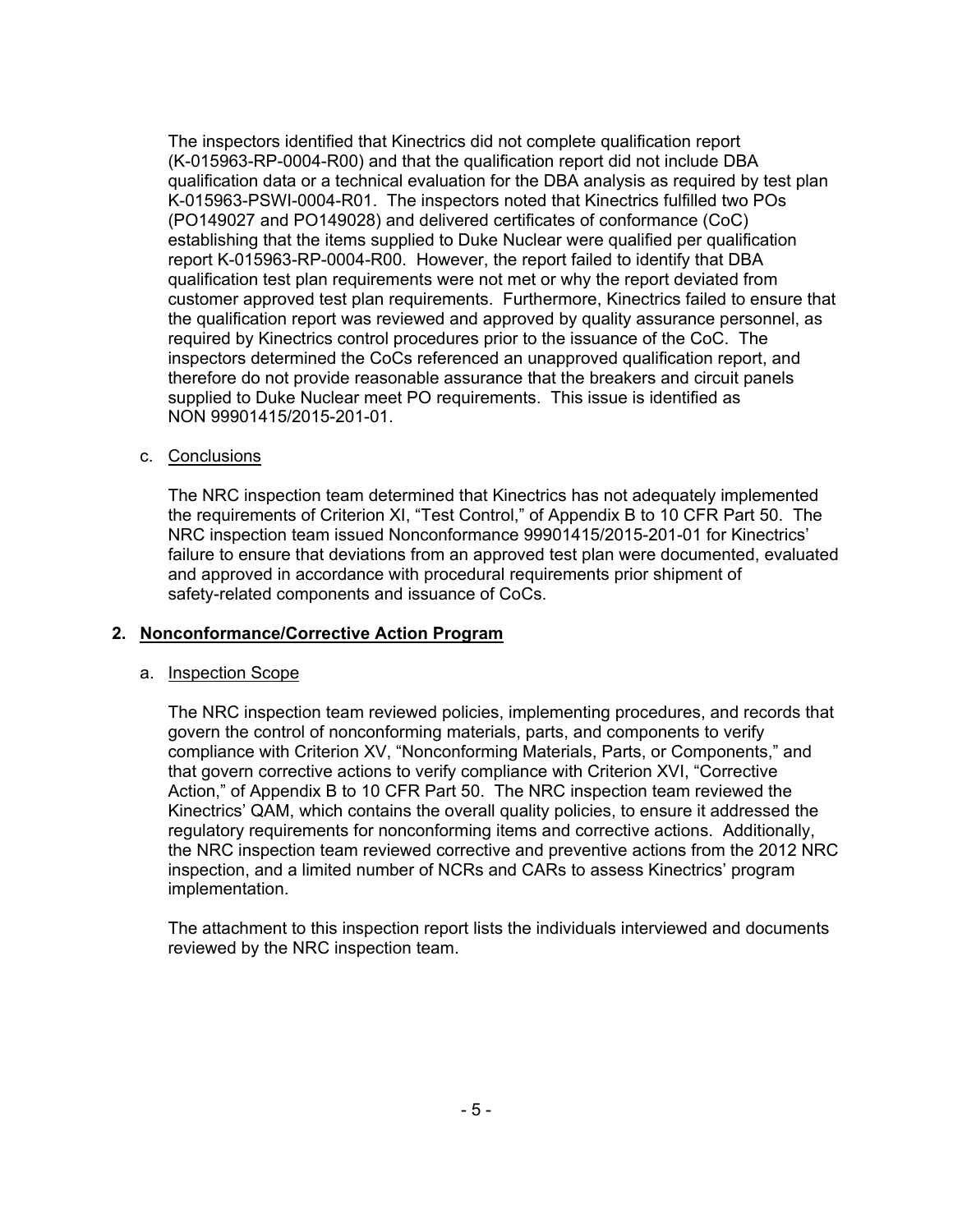The inspectors identified that Kinectrics did not complete qualification report (K-015963-RP-0004-R00) and that the qualification report did not include DBA qualification data or a technical evaluation for the DBA analysis as required by test plan K-015963-PSWI-0004-R01. The inspectors noted that Kinectrics fulfilled two POs (PO149027 and PO149028) and delivered certificates of conformance (CoC) establishing that the items supplied to Duke Nuclear were qualified per qualification report K-015963-RP-0004-R00. However, the report failed to identify that DBA qualification test plan requirements were not met or why the report deviated from customer approved test plan requirements. Furthermore, Kinectrics failed to ensure that the qualification report was reviewed and approved by quality assurance personnel, as required by Kinectrics control procedures prior to the issuance of the CoC. The inspectors determined the CoCs referenced an unapproved qualification report, and therefore do not provide reasonable assurance that the breakers and circuit panels supplied to Duke Nuclear meet PO requirements. This issue is identified as NON 99901415/2015-201-01.

c. Conclusions

The NRC inspection team determined that Kinectrics has not adequately implemented the requirements of Criterion XI, "Test Control," of Appendix B to 10 CFR Part 50. The NRC inspection team issued Nonconformance 99901415/2015-201-01 for Kinectrics' failure to ensure that deviations from an approved test plan were documented, evaluated and approved in accordance with procedural requirements prior shipment of safety-related components and issuance of CoCs.

## 2. Nonconformance/Corrective Action Program

a. Inspection Scope

The NRC inspection team reviewed policies, implementing procedures, and records that govern the control of nonconforming materials, parts, and components to verify compliance with Criterion XV, "Nonconforming Materials, Parts, or Components," and that govern corrective actions to verify compliance with Criterion XVI, "Corrective Action," of Appendix B to 10 CFR Part 50. The NRC inspection team reviewed the Kinectrics' QAM, which contains the overall quality policies, to ensure it addressed the regulatory requirements for nonconforming items and corrective actions. Additionally, the NRC inspection team reviewed corrective and preventive actions from the 2012 NRC inspection, and a limited number of NCRs and CARs to assess Kinectrics' program implementation.

The attachment to this inspection report lists the individuals interviewed and documents reviewed by the NRC inspection team.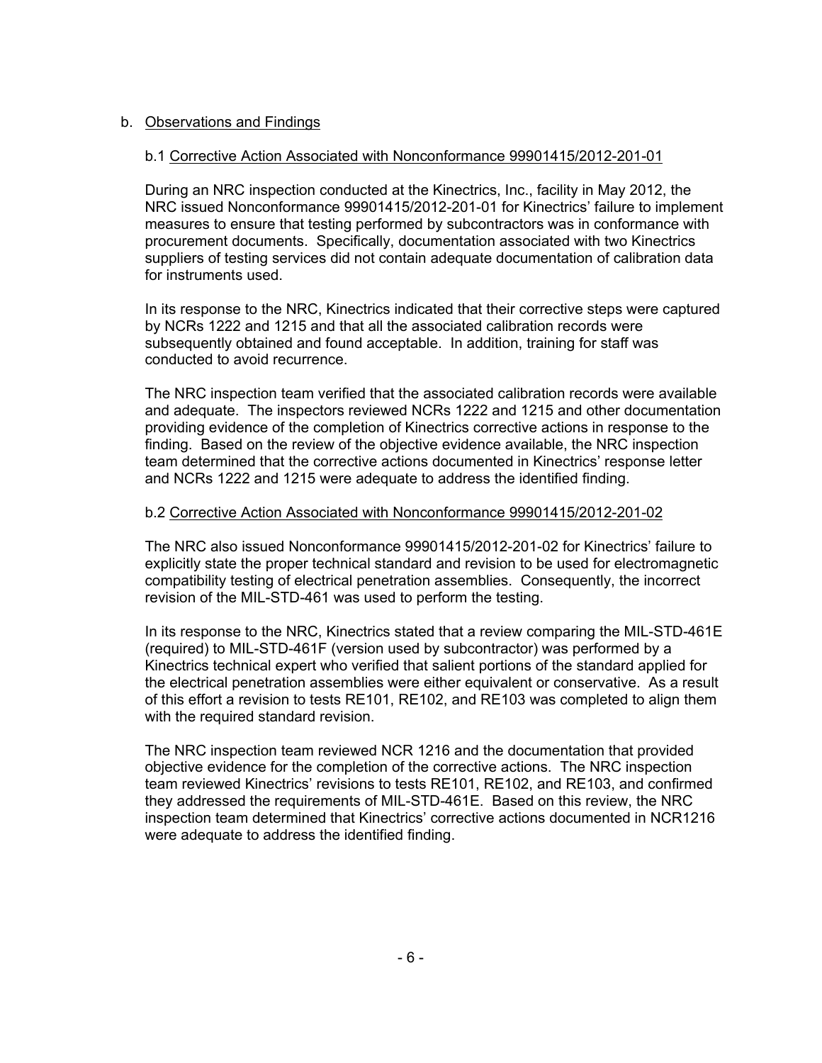b. Observations and Findings

b.1 Corrective Action Associated with Nonconformance 99901415/2012-201-01

During an NRC inspection conducted at the Kinectrics, Inc., facility in May 2012, the NRC issued Nonconformance 99901415/2012-201-01 for Kinectrics' failure to implement measures to ensure that testing performed by subcontractors was in conformance with procurement documents. Specifically, documentation associated with two Kinectrics suppliers of testing services did not contain adequate documentation of calibration data for instruments used.

In its response to the NRC, Kinectrics indicated that their corrective steps were captured by NCRs 1222 and 1215 and that all the associated calibration records were subsequently obtained and found acceptable. In addition, training for staff was conducted to avoid recurrence.

The NRC inspection team verified that the associated calibration records were available and adequate. The inspectors reviewed NCRs 1222 and 1215 and other documentation providing evidence of the completion of Kinectrics corrective actions in response to the finding. Based on the review of the objective evidence available, the NRC inspection team determined that the corrective actions documented in Kinectrics' response letter and NCRs 1222 and 1215 were adequate to address the identified finding.

b.2 Corrective Action Associated with Nonconformance 99901415/2012-201-02

The NRC also issued Nonconformance 99901415/2012-201-02 for Kinectrics' failure to explicitly state the proper technical standard and revision to be used for electromagnetic compatibility testing of electrical penetration assemblies. Consequently, the incorrect revision of the MIL-STD-461 was used to perform the testing.

In its response to the NRC, Kinectrics stated that a review comparing the MIL-STD-461E (required) to MIL-STD-461F (version used by subcontractor) was performed by a Kinectrics technical expert who verified that salient portions of the standard applied for the electrical penetration assemblies were either equivalent or conservative. As a result of this effort a revision to tests RE101, RE102, and RE103 was completed to align them with the required standard revision.

The NRC inspection team reviewed NCR 1216 and the documentation that provided objective evidence for the completion of the corrective actions. The NRC inspection team reviewed Kinectrics' revisions to tests RE101, RE102, and RE103, and confirmed they addressed the requirements of MIL-STD-461E. Based on this review, the NRC inspection team determined that Kinectrics' corrective actions documented in NCR1216 were adequate to address the identified finding.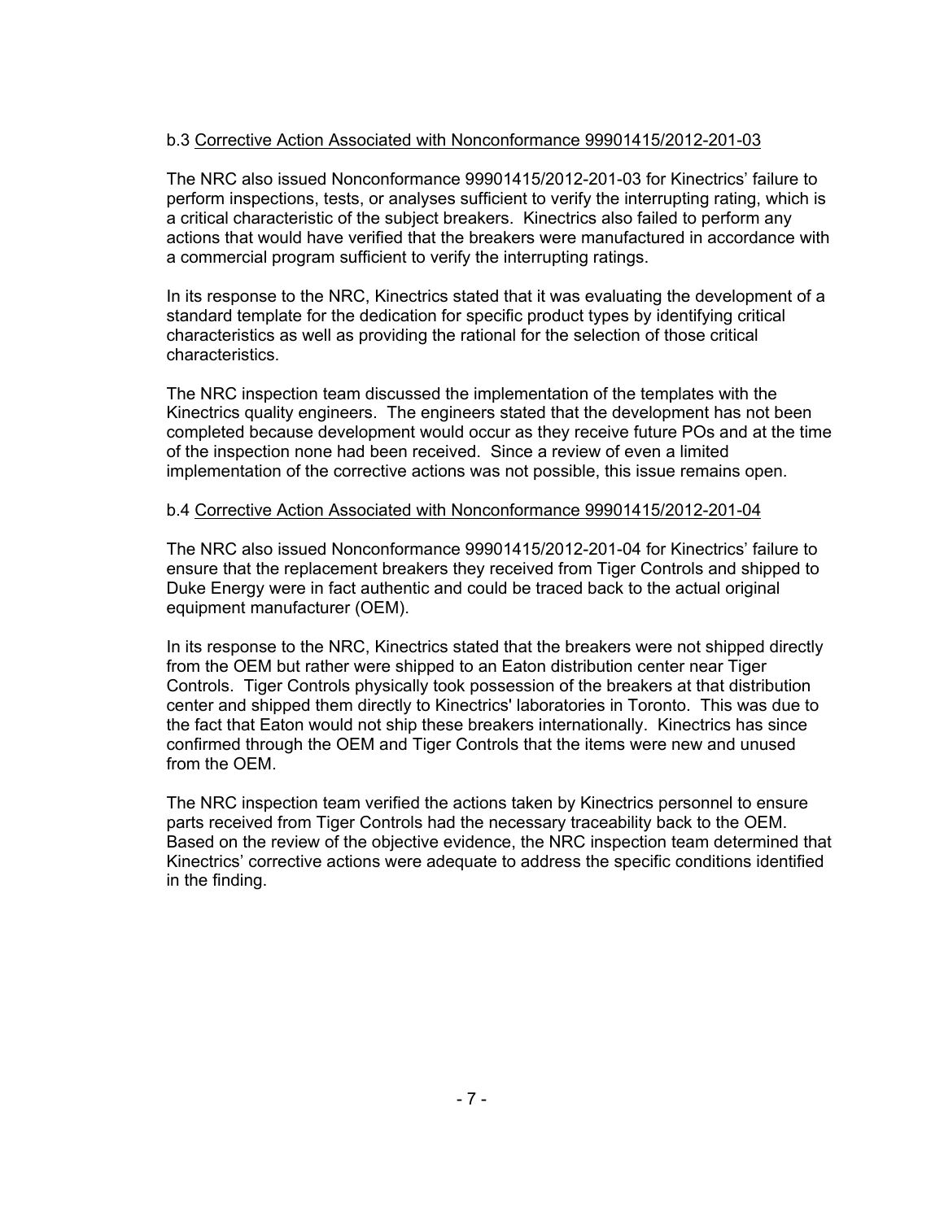b.3 <u>Corrective Action Associated with Nonconformance 99901415/2012-201-03</u>

The NRC also issued Nonconformance 99901415/2012-201-03 for Kinectrics' failure to perform inspections, tests, or analyses sufficient to verify the interrupting rating, which is a critical characteristic of the subject breakers. Kinectrics also failed to perform any actions that would have verified that the breakers were manufactured in accordance with a commercial program sufficient to verify the interrupting ratings.

In its response to the NRC, Kinectrics stated that it was evaluating the development of a standard template for the dedication for specific product types by identifying critical characteristics as well as providing the rational for the selection of those critical characteristics.

The NRC inspection team discussed the implementation of the templates with the Kinectrics quality engineers. The engineers stated that the development has not been completed because development would occur as they receive future POs and at the time of the inspection none had been received. Since a review of even a limited implementation of the corrective actions was not possible, this issue remains open.

b.4 <u>Corrective Action Associated with Nonconformance 99901415/2012-201-04</u>

The NRC also issued Nonconformance 99901415/2012-201-04 for Kinectrics' failure to ensure that the replacement breakers they received from Tiger Controls and shipped to Duke Energy were in fact authentic and could be traced back to the actual original equipment manufacturer (OEM).

In its response to the NRC, Kinectrics stated that the breakers were not shipped directly from the OEM but rather were shipped to an Eaton distribution center near Tiger Controls. Tiger Controls physically took possession of the breakers at that distribution center and shipped them directly to Kinectrics' laboratories in Toronto. This was due to the fact that Eaton would not ship these breakers internationally. Kinectrics has since confirmed through the OEM and Tiger Controls that the items were new and unused from the OEM.

The NRC inspection team verified the actions taken by Kinectrics personnel to ensure parts received from Tiger Controls had the necessary traceability back to the OEM. Based on the review of the objective evidence, the NRC inspection team determined that Kinectrics' corrective actions were adequate to address the specific conditions identified in the finding.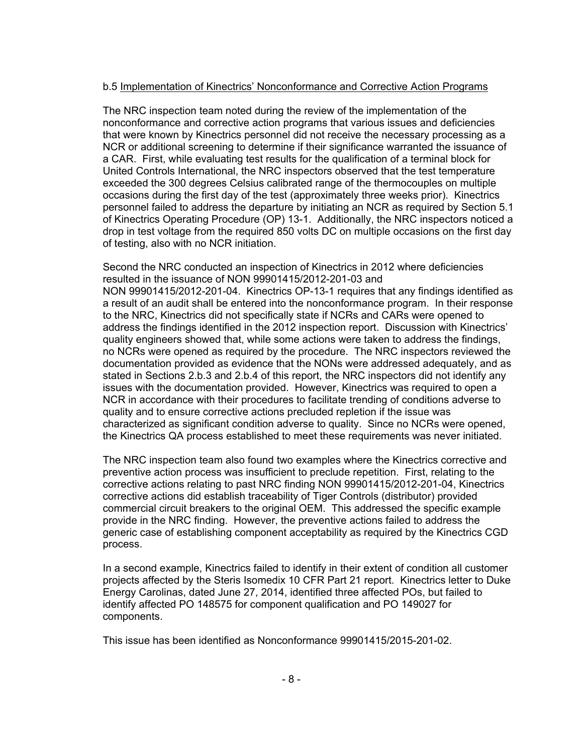b.5 Implementation of Kinectrics' Nonconformance and Corrective Action Programs

The NRC inspection team noted during the review of the implementation of the nonconformance and corrective action programs that various issues and deficiencies that were known by Kinectrics personnel did not receive the necessary processing as a NCR or additional screening to determine if their significance warranted the issuance of a CAR. First, while evaluating test results for the qualification of a terminal block for United Controls International, the NRC inspectors observed that the test temperature exceeded the 300 degrees Celsius calibrated range of the thermocouples on multiple occasions during the first day of the test (approximately three weeks prior). Kinectrics personnel failed to address the departure by initiating an NCR as required by Section 5.1 of Kinectrics Operating Procedure (OP) 13-1. Additionally, the NRC inspectors noticed a drop in test voltage from the required 850 volts DC on multiple occasions on the first day of testing, also with no NCR initiation.

Second the NRC conducted an inspection of Kinectrics in 2012 where deficiencies resulted in the issuance of NON 99901415/2012-201-03 and NON 99901415/2012-201-04. Kinectrics OP-13-1 requires that any findings identified as a result of an audit shall be entered into the nonconformance program. In their response to the NRC, Kinectrics did not specifically state if NCRs and CARs were opened to address the findings identified in the 2012 inspection report. Discussion with Kinectrics' quality engineers showed that, while some actions were taken to address the findings, no NCRs were opened as required by the procedure. The NRC inspectors reviewed the documentation provided as evidence that the NONs were addressed adequately, and as stated in Sections 2.b.3 and 2.b.4 of this report, the NRC inspectors did not identify any issues with the documentation provided. However, Kinectrics was required to open a NCR in accordance with their procedures to facilitate trending of conditions adverse to quality and to ensure corrective actions precluded repletion if the issue was characterized as significant condition adverse to quality. Since no NCRs were opened, the Kinectrics QA process established to meet these requirements was never initiated.

The NRC inspection team also found two examples where the Kinectrics corrective and preventive action process was insufficient to preclude repetition. First, relating to the corrective actions relating to past NRC finding NON 99901415/2012-201-04, Kinectrics corrective actions did establish traceability of Tiger Controls (distributor) provided commercial circuit breakers to the original OEM. This addressed the specific example provide in the NRC finding. However, the preventive actions failed to address the generic case of establishing component acceptability as required by the Kinectrics CGD process.

In a second example, Kinectrics failed to identify in their extent of condition all customer projects affected by the Steris Isomedix 10 CFR Part 21 report. Kinectrics letter to Duke Energy Carolinas, dated June 27, 2014, identified three affected POs, but failed to identify affected PO 148575 for component qualification and PO 149027 for components.

This issue has been identified as Nonconformance 99901415/2015-201-02.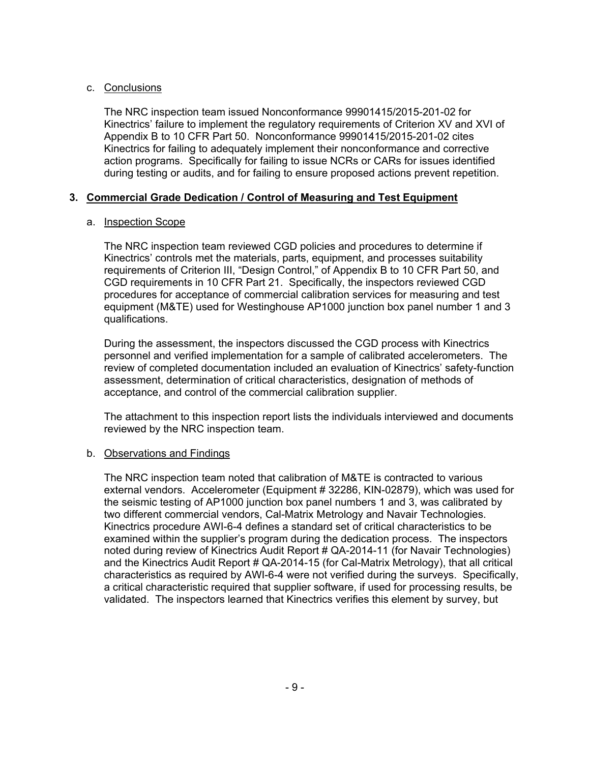c. Conclusions

The NRC inspection team issued Nonconformance 99901415/2015-201-02 for Kinectrics' failure to implement the regulatory requirements of Criterion XV and XVI of Appendix B to 10 CFR Part 50. Nonconformance 99901415/2015-201-02 cites Kinectrics for failing to adequately implement their nonconformance and corrective action programs. Specifically for failing to issue NCRs or CARs for issues identified during testing or audits, and for failing to ensure proposed actions prevent repetition.

## 3. Commercial Grade Dedication / Control of Measuring and Test Equipment

a. Inspection Scope

The NRC inspection team reviewed CGD policies and procedures to determine if Kinectrics' controls met the materials, parts, equipment, and processes suitability requirements of Criterion III, "Design Control," of Appendix B to 10 CFR Part 50, and CGD requirements in 10 CFR Part 21. Specifically, the inspectors reviewed CGD procedures for acceptance of commercial calibration services for measuring and test equipment (M&TE) used for Westinghouse AP1000 junction box panel number 1 and 3 qualifications.

During the assessment, the inspectors discussed the CGD process with Kinectrics personnel and verified implementation for a sample of calibrated accelerometers. The review of completed documentation included an evaluation of Kinectrics' safety-function assessment, determination of critical characteristics, designation of methods of acceptance, and control of the commercial calibration supplier.

The attachment to this inspection report lists the individuals interviewed and documents reviewed by the NRC inspection team.

b. Observations and Findings

The NRC inspection team noted that calibration of M&TE is contracted to various external vendors. Accelerometer (Equipment # 32286, KIN-02879), which was used for the seismic testing of AP1000 junction box panel numbers 1 and 3, was calibrated by two different commercial vendors, Cal-Matrix Metrology and Navair Technologies. Kinectrics procedure AWI-6-4 defines a standard set of critical characteristics to be examined within the supplier's program during the dedication process. The inspectors noted during review of Kinectrics Audit Report # QA-2014-11 (for Navair Technologies) and the Kinectrics Audit Report # QA-2014-15 (for Cal-Matrix Metrology), that all critical characteristics as required by AWI-6-4 were not verified during the surveys. Specifically, a critical characteristic required that supplier software, if used for processing results, be validated. The inspectors learned that Kinectrics verifies this element by survey, but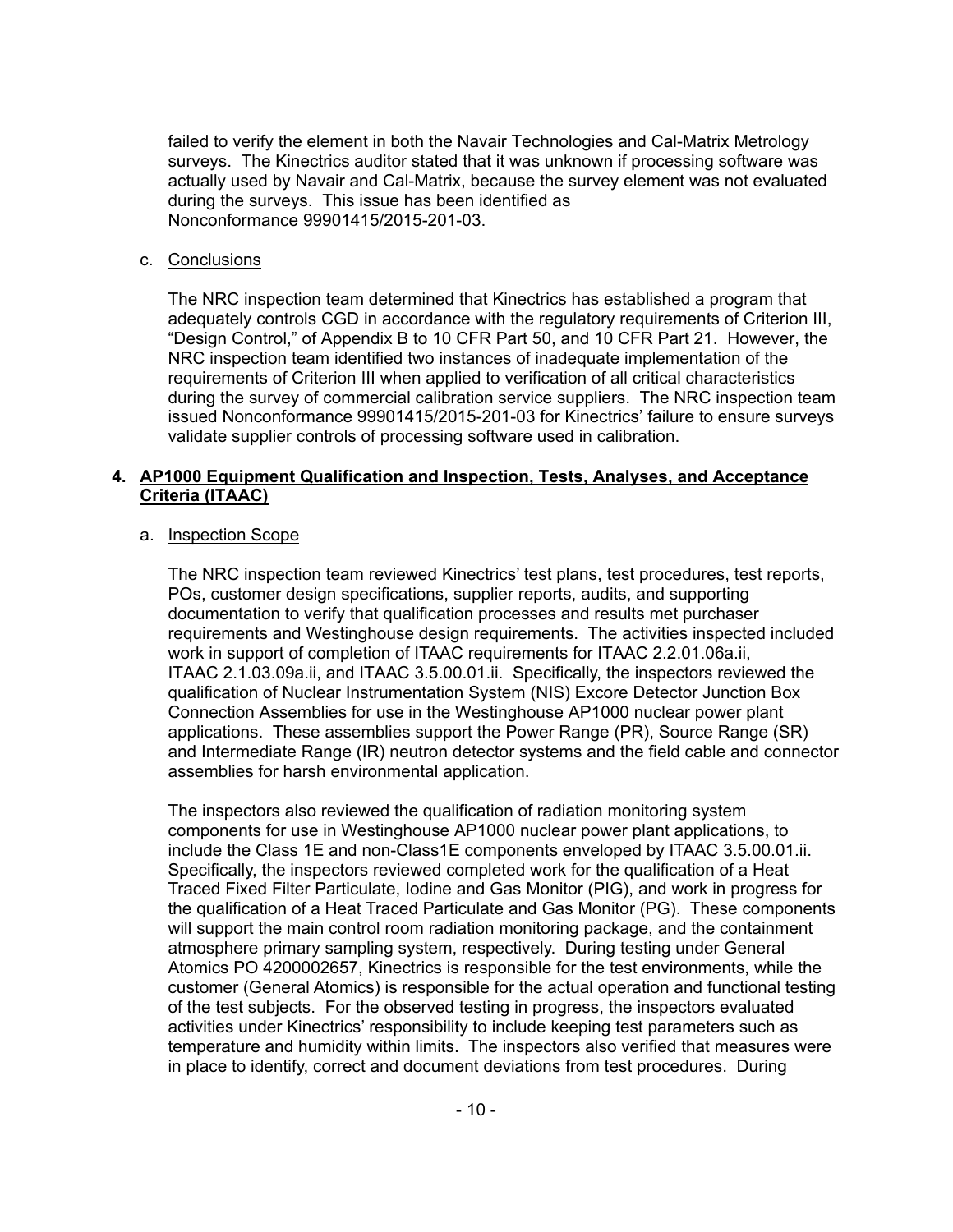failed to verify the element in both the Navair Technologies and Cal-Matrix Metrology surveys. The Kinectrics auditor stated that it was unknown if processing software was actually used by Navair and Cal-Matrix, because the survey element was not evaluated during the surveys. This issue has been identified as Nonconformance 99901415/2015-201-03.

c. Conclusions

The NRC inspection team determined that Kinectrics has established a program that adequately controls CGD in accordance with the regulatory requirements of Criterion III, "Design Control," of Appendix B to 10 CFR Part 50, and 10 CFR Part 21. However, the NRC inspection team identified two instances of inadequate implementation of the requirements of Criterion III when applied to verification of all critical characteristics during the survey of commercial calibration service suppliers. The NRC inspection team issued Nonconformance 99901415/2015-201-03 for Kinectrics' failure to ensure surveys validate supplier controls of processing software used in calibration.

## 4. AP1000 Equipment Qualification and Inspection, Tests, Analyses, and Acceptance Criteria (ITAAC)

a. Inspection Scope

The NRC inspection team reviewed Kinectrics' test plans, test procedures, test reports, POs, customer design specifications, supplier reports, audits, and supporting documentation to verify that qualification processes and results met purchaser requirements and Westinghouse design requirements. The activities inspected included work in support of completion of ITAAC requirements for ITAAC 2.2.01.06a.ii, ITAAC 2.1.03.09a.ii, and ITAAC 3.5.00.01.ii. Specifically, the inspectors reviewed the qualification of Nuclear Instrumentation System (NIS) Excore Detector Junction Box Connection Assemblies for use in the Westinghouse AP1000 nuclear power plant applications. These assemblies support the Power Range (PR), Source Range (SR) and Intermediate Range (IR) neutron detector systems and the field cable and connector assemblies for harsh environmental application.

The inspectors also reviewed the qualification of radiation monitoring system components for use in Westinghouse AP1000 nuclear power plant applications, to include the Class 1E and non-Class1E components enveloped by ITAAC 3.5.00.01.ii. Specifically, the inspectors reviewed completed work for the qualification of a Heat Traced Fixed Filter Particulate, Iodine and Gas Monitor (PIG), and work in progress for the qualification of a Heat Traced Particulate and Gas Monitor (PG). These components will support the main control room radiation monitoring package, and the containment atmosphere primary sampling system, respectively. During testing under General Atomics PO 4200002657, Kinectrics is responsible for the test environments, while the customer (General Atomics) is responsible for the actual operation and functional testing of the test subjects. For the observed testing in progress, the inspectors evaluated activities under Kinectrics' responsibility to include keeping test parameters such as temperature and humidity within limits. The inspectors also verified that measures were in place to identify, correct and document deviations from test procedures. During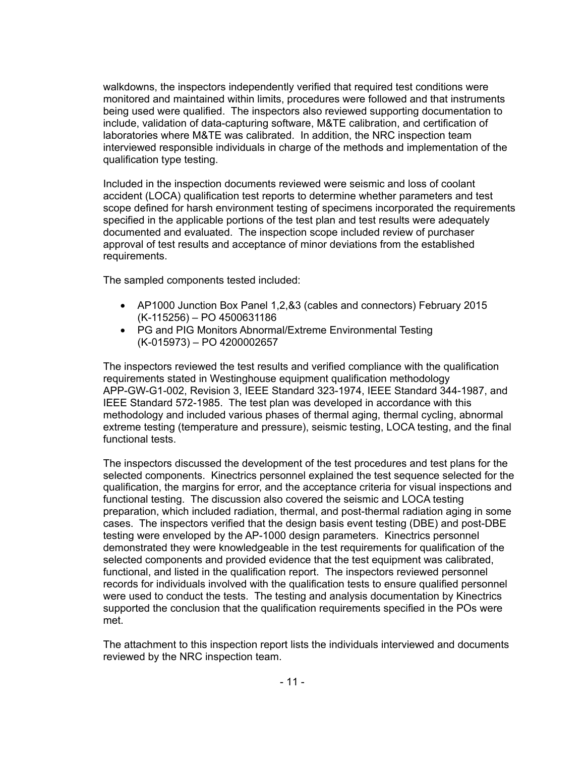walkdowns, the inspectors independently verified that required test conditions were monitored and maintained within limits, procedures were followed and that instruments being used were qualified. The inspectors also reviewed supporting documentation to include, validation of data-capturing software, M&TE calibration, and certification of laboratories where M&TE was calibrated. In addition, the NRC inspection team interviewed responsible individuals in charge of the methods and implementation of the qualification type testing.

Included in the inspection documents reviewed were seismic and loss of coolant accident (LOCA) qualification test reports to determine whether parameters and test scope defined for harsh environment testing of specimens incorporated the requirements specified in the applicable portions of the test plan and test results were adequately documented and evaluated. The inspection scope included review of purchaser approval of test results and acceptance of minor deviations from the established requirements.

The sampled components tested included:

- AP1000 Junction Box Panel 1,2,&3 (cables and connectors) February 2015 (K-115256) – PO 4500631186
- PG and PIG Monitors Abnormal/Extreme Environmental Testing (K-015973) – PO 4200002657

The inspectors reviewed the test results and verified compliance with the qualification requirements stated in Westinghouse equipment qualification methodology APP-GW-G1-002, Revision 3, IEEE Standard 323-1974, IEEE Standard 344-1987, and IEEE Standard 572-1985. The test plan was developed in accordance with this methodology and included various phases of thermal aging, thermal cycling, abnormal extreme testing (temperature and pressure), seismic testing, LOCA testing, and the final functional tests.

The inspectors discussed the development of the test procedures and test plans for the selected components. Kinectrics personnel explained the test sequence selected for the qualification, the margins for error, and the acceptance criteria for visual inspections and functional testing. The discussion also covered the seismic and LOCA testing preparation, which included radiation, thermal, and post-thermal radiation aging in some cases. The inspectors verified that the design basis event testing (DBE) and post-DBE testing were enveloped by the AP-1000 design parameters. Kinectrics personnel demonstrated they were knowledgeable in the test requirements for qualification of the selected components and provided evidence that the test equipment was calibrated, functional, and listed in the qualification report. The inspectors reviewed personnel records for individuals involved with the qualification tests to ensure qualified personnel were used to conduct the tests. The testing and analysis documentation by Kinectrics supported the conclusion that the qualification requirements specified in the POs were met.

The attachment to this inspection report lists the individuals interviewed and documents reviewed by the NRC inspection team.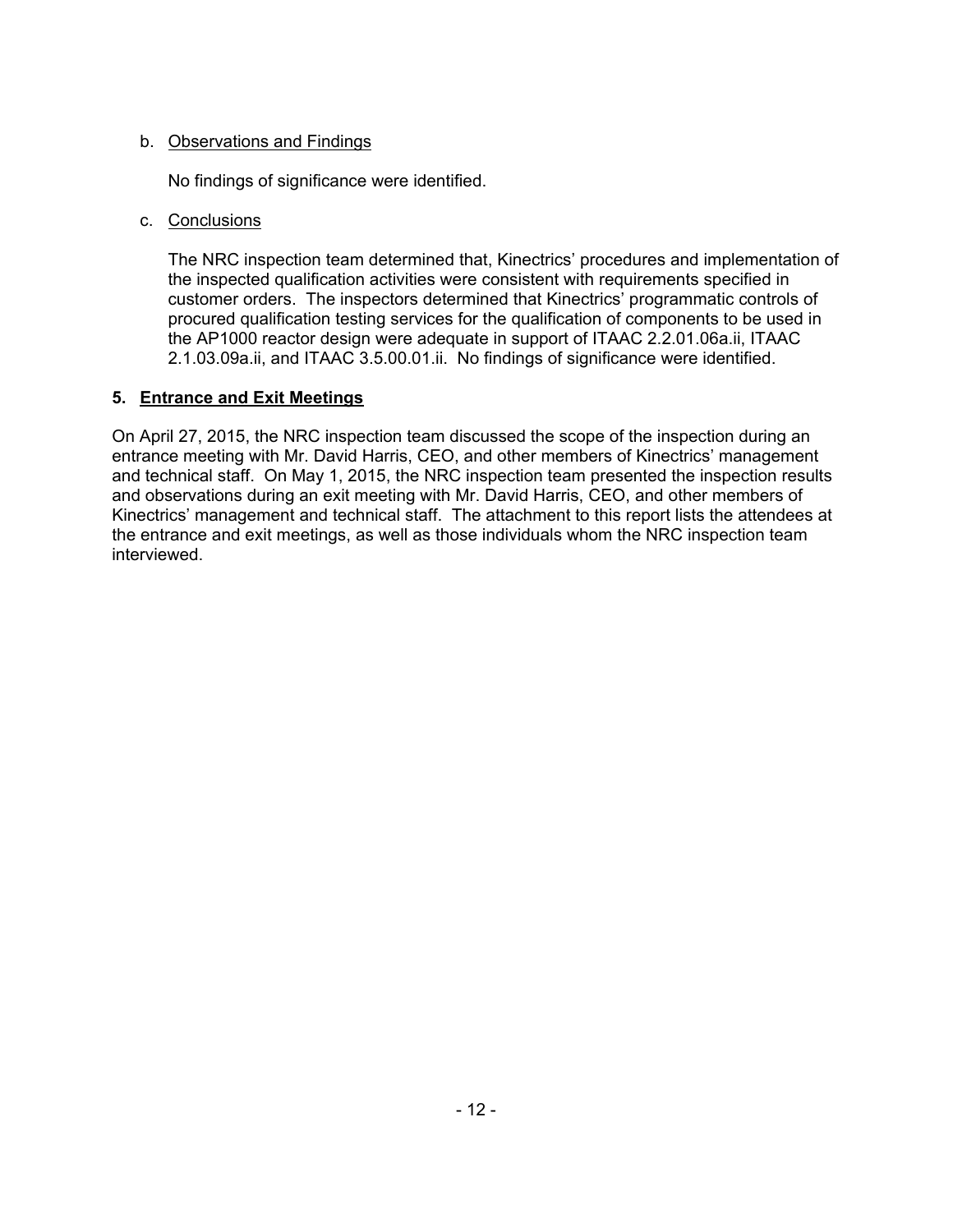b. Observations and Findings

No findings of significance were identified.

c. Conclusions

The NRC inspection team determined that, Kinectrics' procedures and implementation of the inspected qualification activities were consistent with requirements specified in customer orders. The inspectors determined that Kinectrics' programmatic controls of procured qualification testing services for the qualification of components to be used in the AP1000 reactor design were adequate in support of ITAAC 2.2.01.06a.ii, ITAAC 2.1.03.09a.ii, and ITAAC 3.5.00.01.ii. No findings of significance were identified.

## 5. Entrance and Exit Meetings

On April 27, 2015, the NRC inspection team discussed the scope of the inspection during an entrance meeting with Mr. David Harris, CEO, and other members of Kinectrics' management and technical staff. On May 1, 2015, the NRC inspection team presented the inspection results and observations during an exit meeting with Mr. David Harris, CEO, and other members of Kinectrics' management and technical staff. The attachment to this report lists the attendees at the entrance and exit meetings, as well as those individuals whom the NRC inspection team interviewed.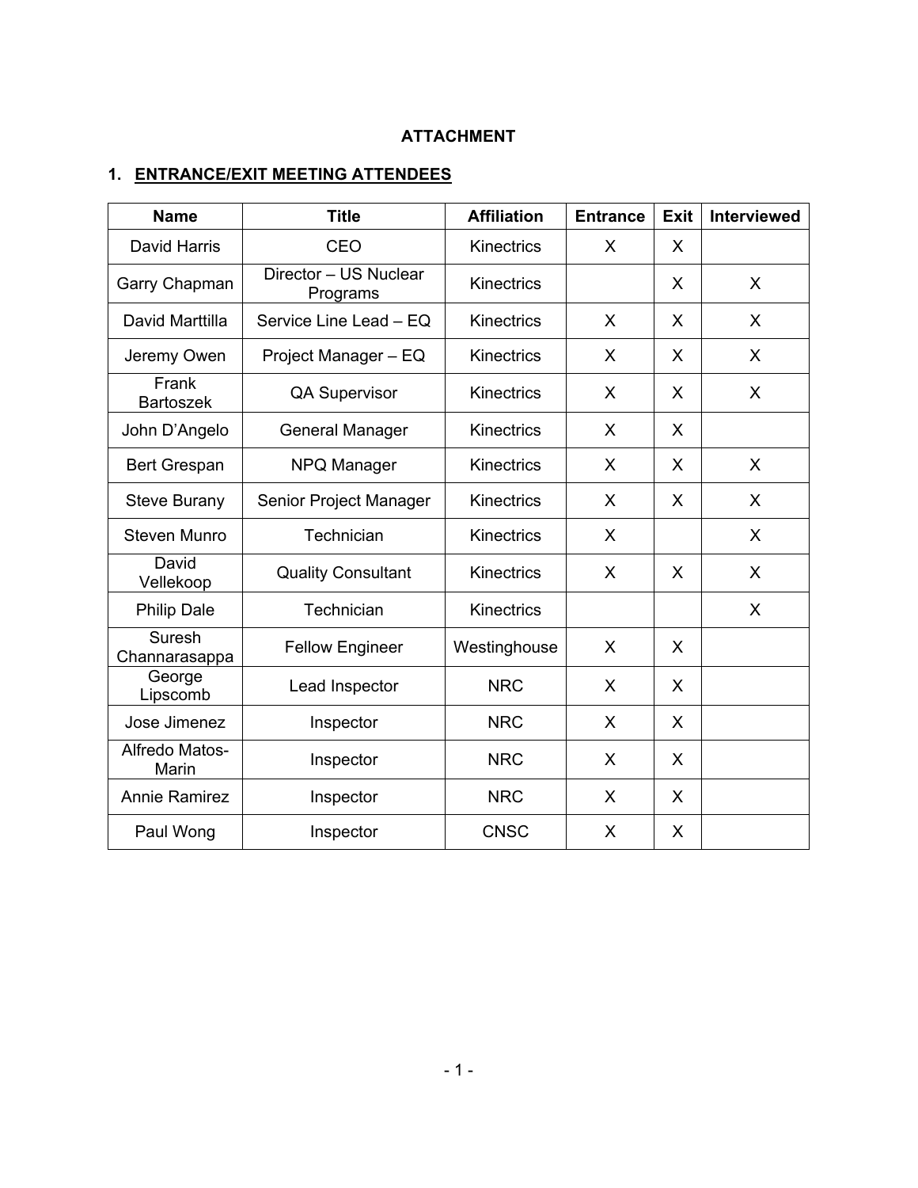**ATTACHMENT**

## 1. ENTRANCE/EXIT MEETING ATTENDEES

| Name | Title | Affiliation | Entrance | Exit | Interviewed |
|---|---|---|---|---|---|
| David Harris | CEO | Kinectrics | X | X | |
| Garry Chapman | Director – US Nuclear Programs | Kinectrics | | X | X |
| David Marttilla | Service Line Lead – EQ | Kinectrics | X | X | X |
| Jeremy Owen | Project Manager – EQ | Kinectrics | X | X | X |
| Frank Bartoszek | QA Supervisor | Kinectrics | X | X | X |
| John D'Angelo | General Manager | Kinectrics | X | X | |
| Bert Grespan | NPQ Manager | Kinectrics | X | X | X |
| Steve Burany | Senior Project Manager | Kinectrics | X | X | X |
| Steven Munro | Technician | Kinectrics | X | | X |
| David Vellekoop | Quality Consultant | Kinectrics | X | X | X |
| Philip Dale | Technician | Kinectrics | | | X |
| Suresh Channarasappa | Fellow Engineer | Westinghouse | X | X | |
| George Lipscomb | Lead Inspector | NRC | X | X | |
| Jose Jimenez | Inspector | NRC | X | X | |
| Alfredo Matos-Marin | Inspector | NRC | X | X | |
| Annie Ramirez | Inspector | NRC | X | X | |
| Paul Wong | Inspector | CNSC | X | X | |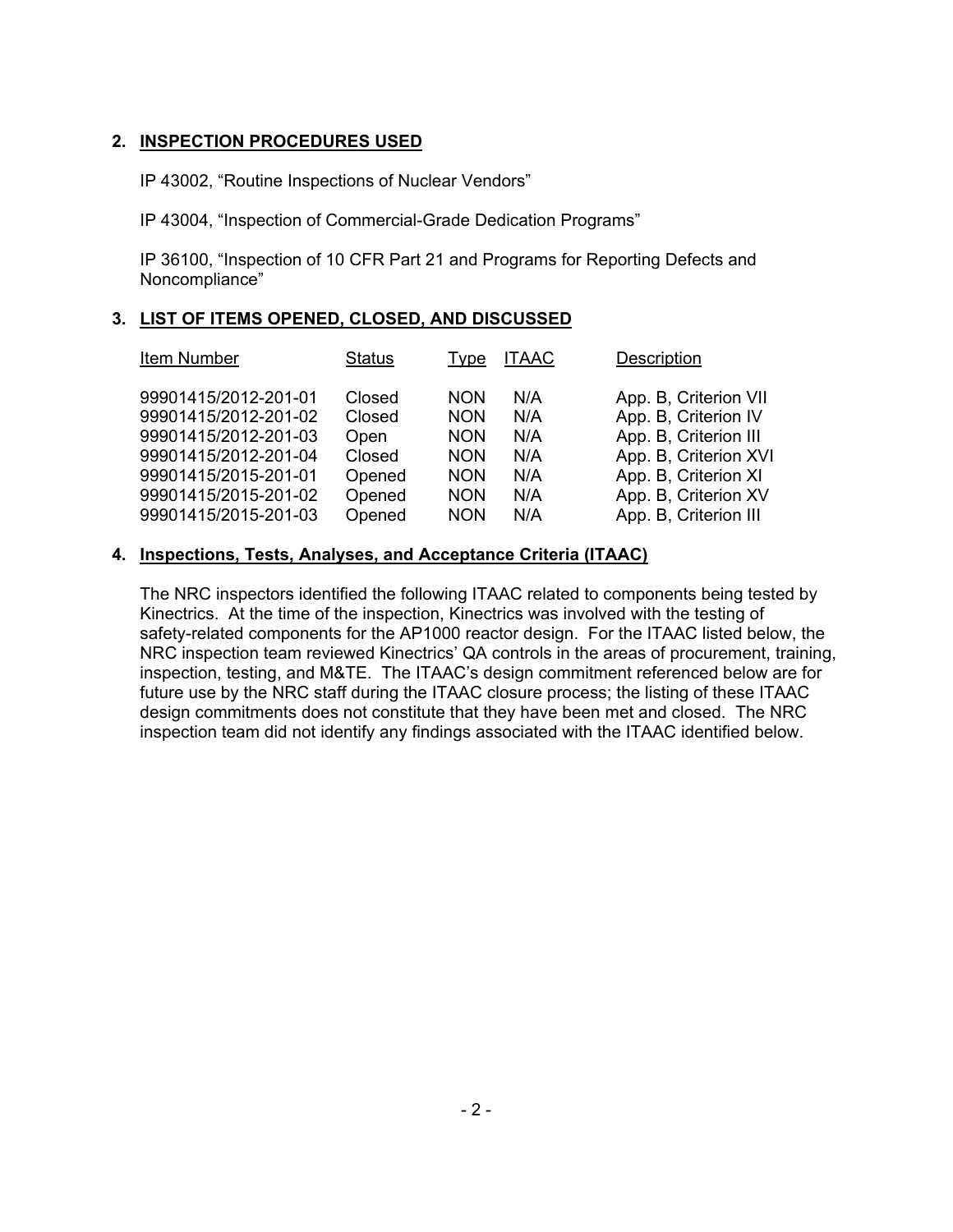## 2. INSPECTION PROCEDURES USED

IP 43002, "Routine Inspections of Nuclear Vendors"

IP 43004, "Inspection of Commercial-Grade Dedication Programs"

IP 36100, "Inspection of 10 CFR Part 21 and Programs for Reporting Defects and Noncompliance"

## 3. LIST OF ITEMS OPENED, CLOSED, AND DISCUSSED

| Item Number | Status | Type | ITAAC | Description |
|---|---|---|---|---|
| 99901415/2012-201-01 | Closed | NON | N/A | App. B, Criterion VII |
| 99901415/2012-201-02 | Closed | NON | N/A | App. B, Criterion IV |
| 99901415/2012-201-03 | Open | NON | N/A | App. B, Criterion III |
| 99901415/2012-201-04 | Closed | NON | N/A | App. B, Criterion XVI |
| 99901415/2015-201-01 | Opened | NON | N/A | App. B, Criterion XI |
| 99901415/2015-201-02 | Opened | NON | N/A | App. B, Criterion XV |
| 99901415/2015-201-03 | Opened | NON | N/A | App. B, Criterion III |

## 4. Inspections, Tests, Analyses, and Acceptance Criteria (ITAAC)

The NRC inspectors identified the following ITAAC related to components being tested by Kinectrics. At the time of the inspection, Kinectrics was involved with the testing of safety-related components for the AP1000 reactor design. For the ITAAC listed below, the NRC inspection team reviewed Kinectrics' QA controls in the areas of procurement, training, inspection, testing, and M&TE. The ITAAC's design commitment referenced below are for future use by the NRC staff during the ITAAC closure process; the listing of these ITAAC design commitments does not constitute that they have been met and closed. The NRC inspection team did not identify any findings associated with the ITAAC identified below.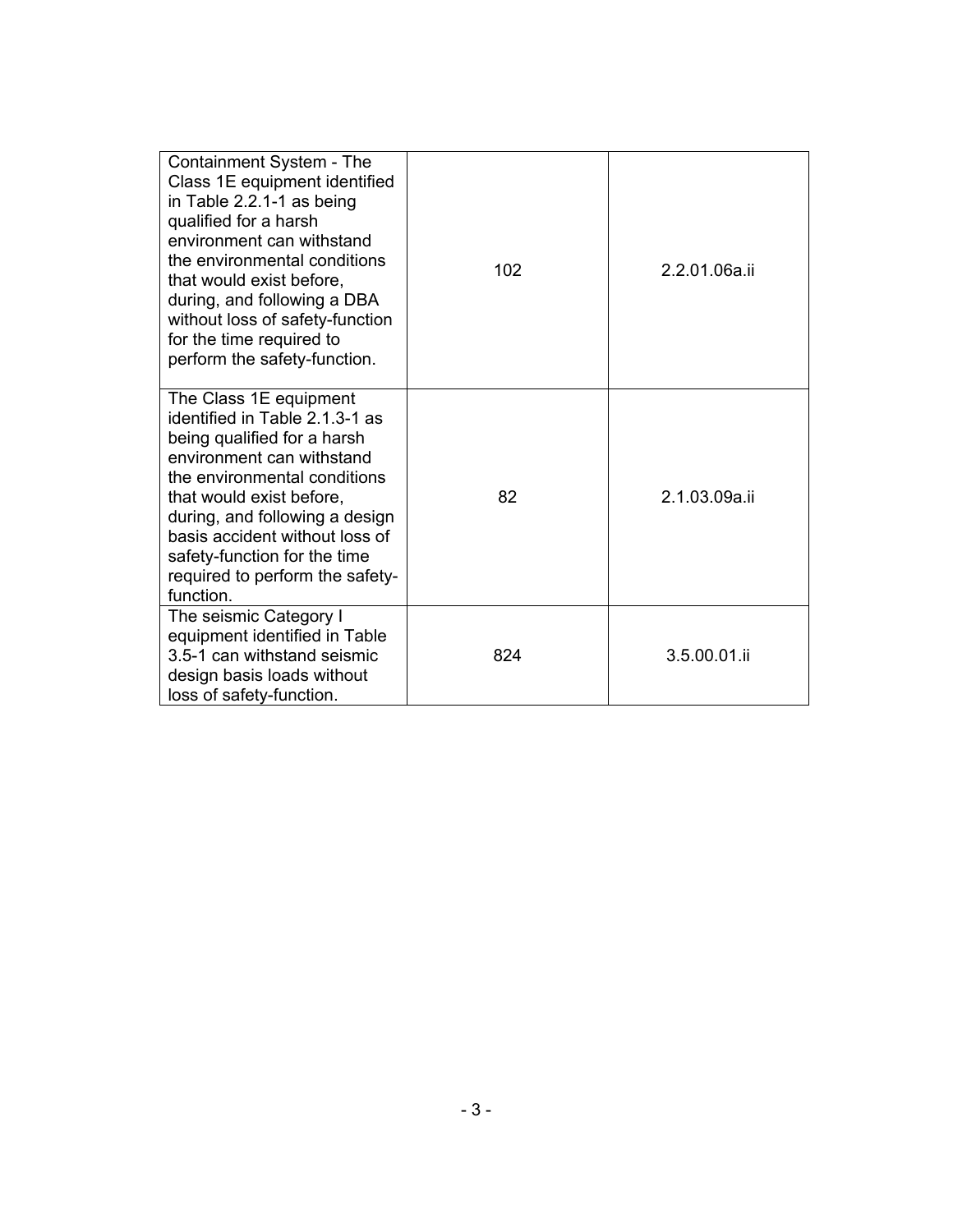| | | |
|---|---|---|
| Containment System - The Class 1E equipment identified in Table 2.2.1-1 as being qualified for a harsh environment can withstand the environmental conditions that would exist before, during, and following a DBA without loss of safety-function for the time required to perform the safety-function. | 102 | 2.2.01.06a.ii |
| The Class 1E equipment identified in Table 2.1.3-1 as being qualified for a harsh environment can withstand the environmental conditions that would exist before, during, and following a design basis accident without loss of safety-function for the time required to perform the safety-function. | 82 | 2.1.03.09a.ii |
| The seismic Category I equipment identified in Table 3.5-1 can withstand seismic design basis loads without loss of safety-function. | 824 | 3.5.00.01.ii |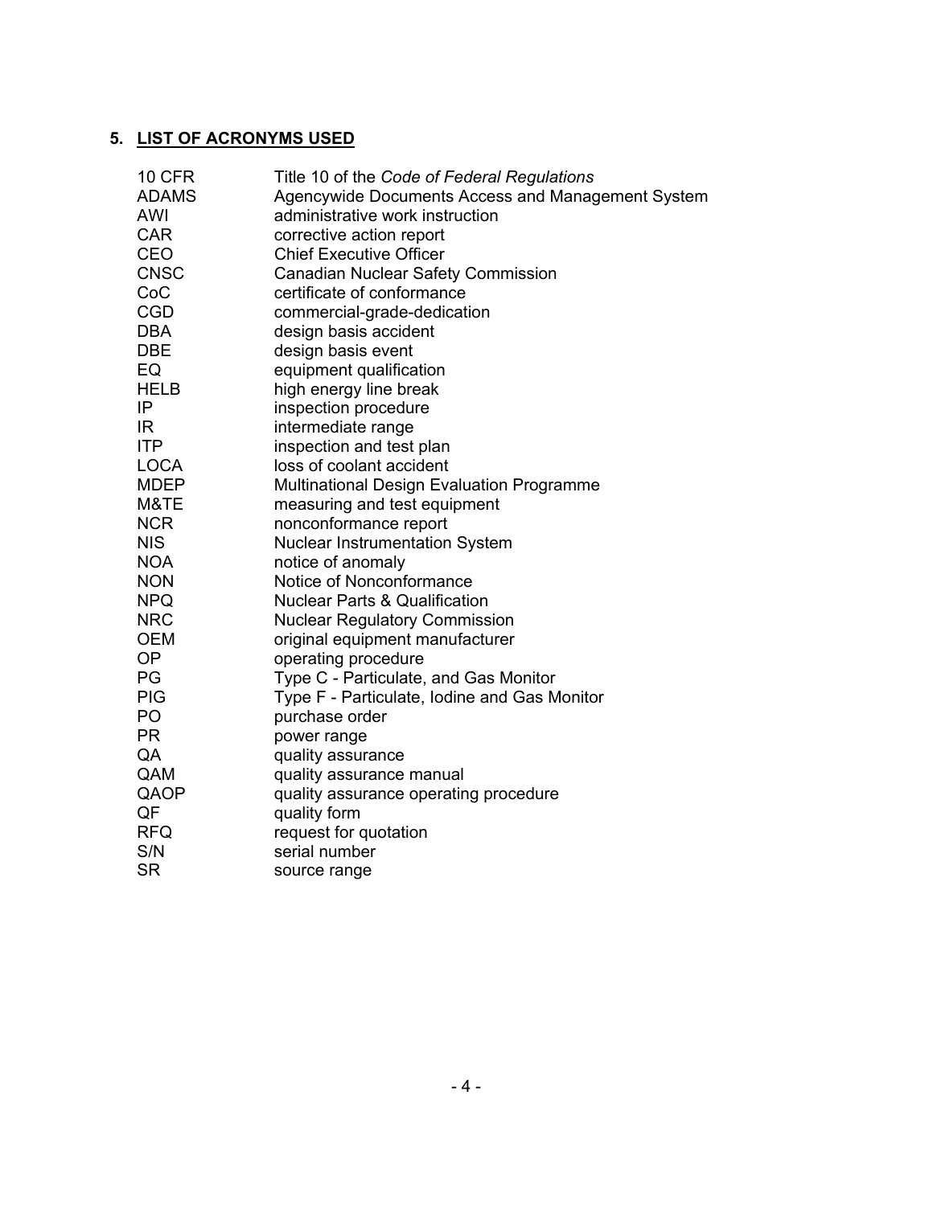## 5. LIST OF ACRONYMS USED

| | |
|---|---|
| 10 CFR | Title 10 of the *Code of Federal Regulations* |
| ADAMS | Agencywide Documents Access and Management System |
| AWI | administrative work instruction |
| CAR | corrective action report |
| CEO | Chief Executive Officer |
| CNSC | Canadian Nuclear Safety Commission |
| CoC | certificate of conformance |
| CGD | commercial-grade-dedication |
| DBA | design basis accident |
| DBE | design basis event |
| EQ | equipment qualification |
| HELB | high energy line break |
| IP | inspection procedure |
| IR | intermediate range |
| ITP | inspection and test plan |
| LOCA | loss of coolant accident |
| MDEP | Multinational Design Evaluation Programme |
| M&TE | measuring and test equipment |
| NCR | nonconformance report |
| NIS | Nuclear Instrumentation System |
| NOA | notice of anomaly |
| NON | Notice of Nonconformance |
| NPQ | Nuclear Parts & Qualification |
| NRC | Nuclear Regulatory Commission |
| OEM | original equipment manufacturer |
| OP | operating procedure |
| PG | Type C - Particulate, and Gas Monitor |
| PIG | Type F - Particulate, Iodine and Gas Monitor |
| PO | purchase order |
| PR | power range |
| QA | quality assurance |
| QAM | quality assurance manual |
| QAOP | quality assurance operating procedure |
| QF | quality form |
| RFQ | request for quotation |
| S/N | serial number |
| SR | source range |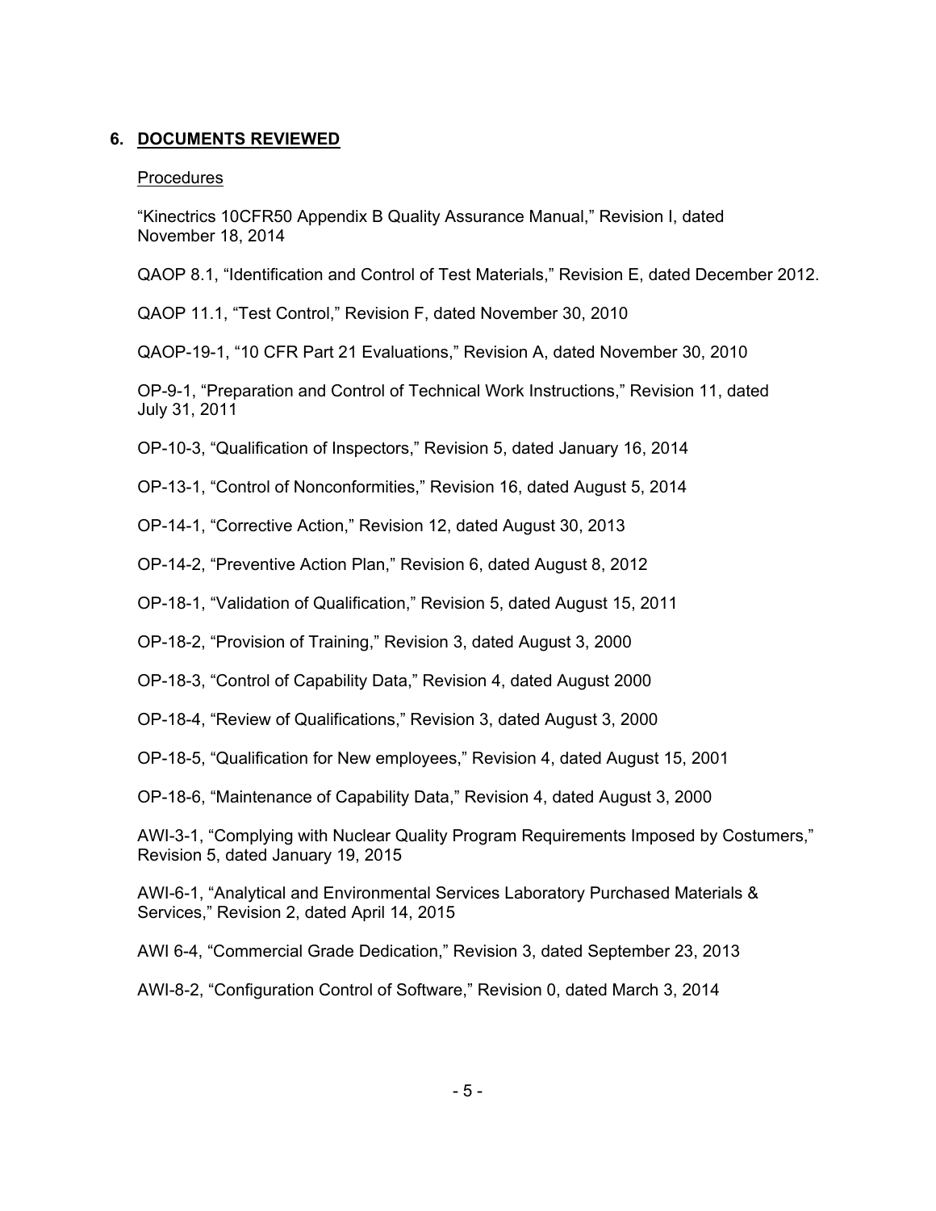## 6. DOCUMENTS REVIEWED

### Procedures

"Kinectrics 10CFR50 Appendix B Quality Assurance Manual," Revision I, dated November 18, 2014

QAOP 8.1, "Identification and Control of Test Materials," Revision E, dated December 2012.

QAOP 11.1, "Test Control," Revision F, dated November 30, 2010

QAOP-19-1, "10 CFR Part 21 Evaluations," Revision A, dated November 30, 2010

OP-9-1, "Preparation and Control of Technical Work Instructions," Revision 11, dated July 31, 2011

OP-10-3, "Qualification of Inspectors," Revision 5, dated January 16, 2014

OP-13-1, "Control of Nonconformities," Revision 16, dated August 5, 2014

OP-14-1, "Corrective Action," Revision 12, dated August 30, 2013

OP-14-2, "Preventive Action Plan," Revision 6, dated August 8, 2012

OP-18-1, "Validation of Qualification," Revision 5, dated August 15, 2011

OP-18-2, "Provision of Training," Revision 3, dated August 3, 2000

OP-18-3, "Control of Capability Data," Revision 4, dated August 2000

OP-18-4, "Review of Qualifications," Revision 3, dated August 3, 2000

OP-18-5, "Qualification for New employees," Revision 4, dated August 15, 2001

OP-18-6, "Maintenance of Capability Data," Revision 4, dated August 3, 2000

AWI-3-1, "Complying with Nuclear Quality Program Requirements Imposed by Costumers," Revision 5, dated January 19, 2015

AWI-6-1, "Analytical and Environmental Services Laboratory Purchased Materials & Services," Revision 2, dated April 14, 2015

AWI 6-4, "Commercial Grade Dedication," Revision 3, dated September 23, 2013

AWI-8-2, "Configuration Control of Software," Revision 0, dated March 3, 2014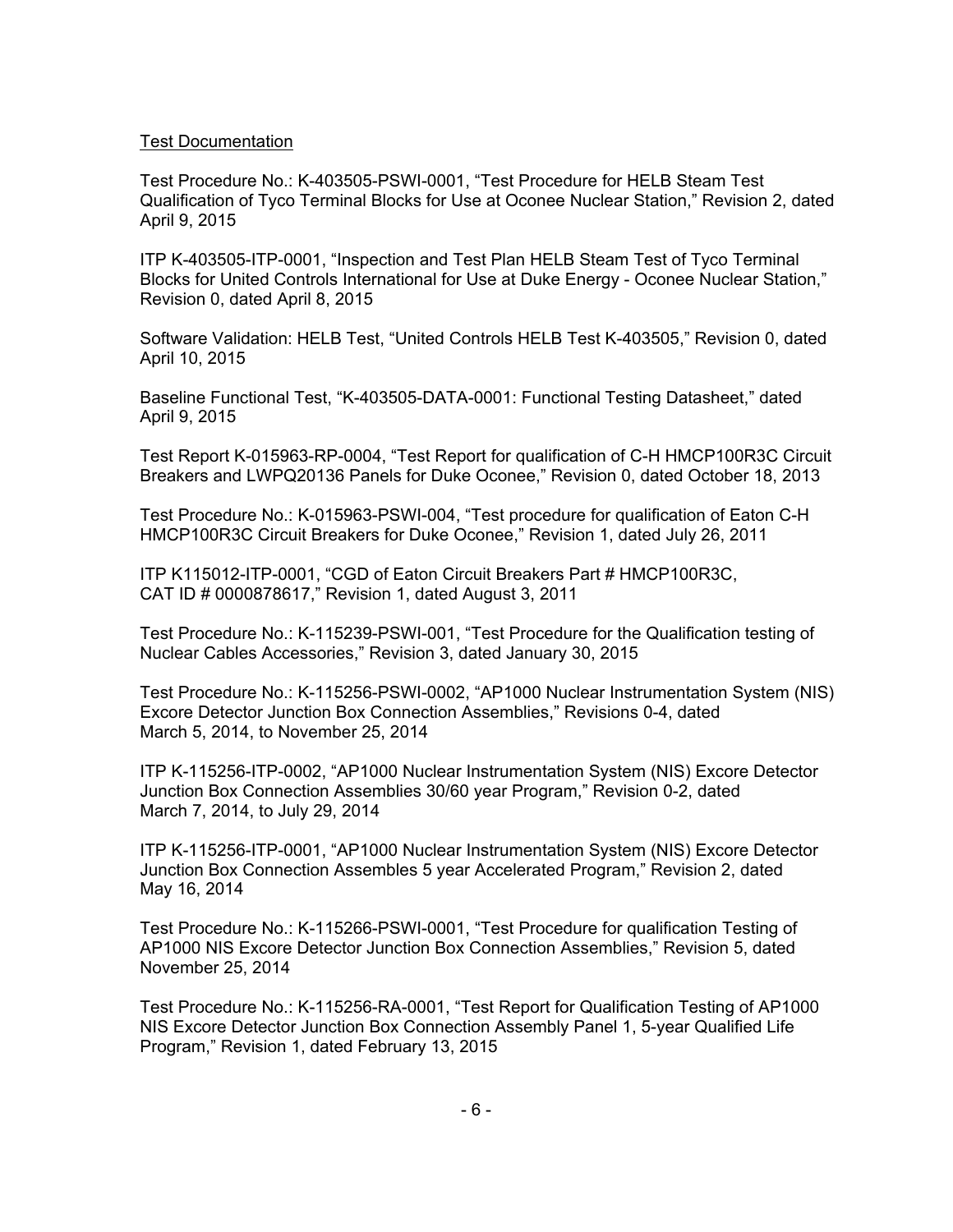Test Documentation

Test Procedure No.: K-403505-PSWI-0001, "Test Procedure for HELB Steam Test Qualification of Tyco Terminal Blocks for Use at Oconee Nuclear Station," Revision 2, dated April 9, 2015

ITP K-403505-ITP-0001, "Inspection and Test Plan HELB Steam Test of Tyco Terminal Blocks for United Controls International for Use at Duke Energy - Oconee Nuclear Station," Revision 0, dated April 8, 2015

Software Validation: HELB Test, "United Controls HELB Test K-403505," Revision 0, dated April 10, 2015

Baseline Functional Test, "K-403505-DATA-0001: Functional Testing Datasheet," dated April 9, 2015

Test Report K-015963-RP-0004, "Test Report for qualification of C-H HMCP100R3C Circuit Breakers and LWPQ20136 Panels for Duke Oconee," Revision 0, dated October 18, 2013

Test Procedure No.: K-015963-PSWI-004, "Test procedure for qualification of Eaton C-H HMCP100R3C Circuit Breakers for Duke Oconee," Revision 1, dated July 26, 2011

ITP K115012-ITP-0001, "CGD of Eaton Circuit Breakers Part # HMCP100R3C, CAT ID # 0000878617," Revision 1, dated August 3, 2011

Test Procedure No.: K-115239-PSWI-001, "Test Procedure for the Qualification testing of Nuclear Cables Accessories," Revision 3, dated January 30, 2015

Test Procedure No.: K-115256-PSWI-0002, "AP1000 Nuclear Instrumentation System (NIS) Excore Detector Junction Box Connection Assemblies," Revisions 0-4, dated March 5, 2014, to November 25, 2014

ITP K-115256-ITP-0002, "AP1000 Nuclear Instrumentation System (NIS) Excore Detector Junction Box Connection Assemblies 30/60 year Program," Revision 0-2, dated March 7, 2014, to July 29, 2014

ITP K-115256-ITP-0001, "AP1000 Nuclear Instrumentation System (NIS) Excore Detector Junction Box Connection Assembles 5 year Accelerated Program," Revision 2, dated May 16, 2014

Test Procedure No.: K-115266-PSWI-0001, "Test Procedure for qualification Testing of AP1000 NIS Excore Detector Junction Box Connection Assemblies," Revision 5, dated November 25, 2014

Test Procedure No.: K-115256-RA-0001, "Test Report for Qualification Testing of AP1000 NIS Excore Detector Junction Box Connection Assembly Panel 1, 5-year Qualified Life Program," Revision 1, dated February 13, 2015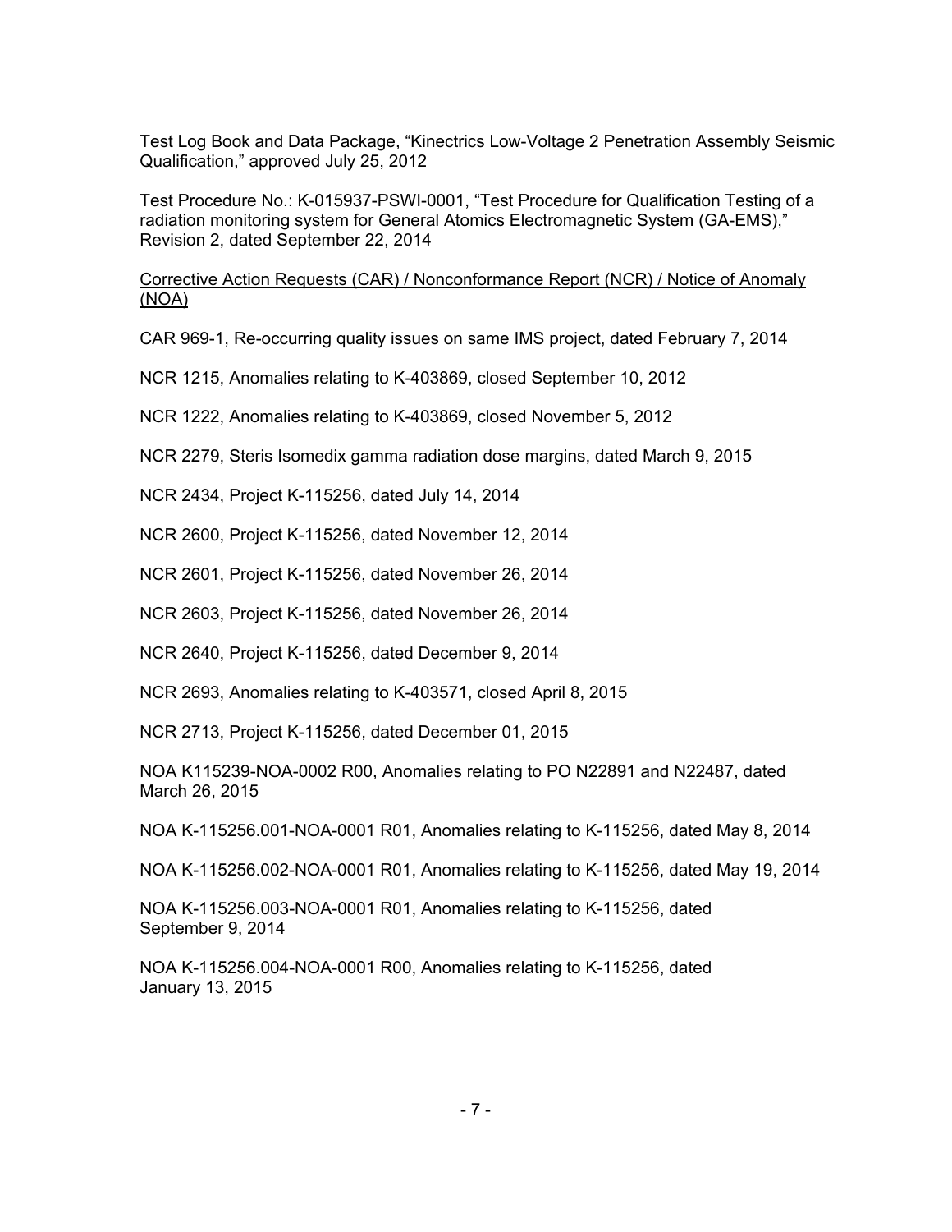Test Log Book and Data Package, “Kinectrics Low-Voltage 2 Penetration Assembly Seismic Qualification,” approved July 25, 2012

Test Procedure No.: K-015937-PSWI-0001, “Test Procedure for Qualification Testing of a radiation monitoring system for General Atomics Electromagnetic System (GA-EMS),” Revision 2, dated September 22, 2014

<u>Corrective Action Requests (CAR) / Nonconformance Report (NCR) / Notice of Anomaly (NOA)</u>

CAR 969-1, Re-occurring quality issues on same IMS project, dated February 7, 2014

NCR 1215, Anomalies relating to K-403869, closed September 10, 2012

NCR 1222, Anomalies relating to K-403869, closed November 5, 2012

NCR 2279, Steris Isomedix gamma radiation dose margins, dated March 9, 2015

NCR 2434, Project K-115256, dated July 14, 2014

NCR 2600, Project K-115256, dated November 12, 2014

NCR 2601, Project K-115256, dated November 26, 2014

NCR 2603, Project K-115256, dated November 26, 2014

NCR 2640, Project K-115256, dated December 9, 2014

NCR 2693, Anomalies relating to K-403571, closed April 8, 2015

NCR 2713, Project K-115256, dated December 01, 2015

NOA K115239-NOA-0002 R00, Anomalies relating to PO N22891 and N22487, dated March 26, 2015

NOA K-115256.001-NOA-0001 R01, Anomalies relating to K-115256, dated May 8, 2014

NOA K-115256.002-NOA-0001 R01, Anomalies relating to K-115256, dated May 19, 2014

NOA K-115256.003-NOA-0001 R01, Anomalies relating to K-115256, dated September 9, 2014

NOA K-115256.004-NOA-0001 R00, Anomalies relating to K-115256, dated January 13, 2015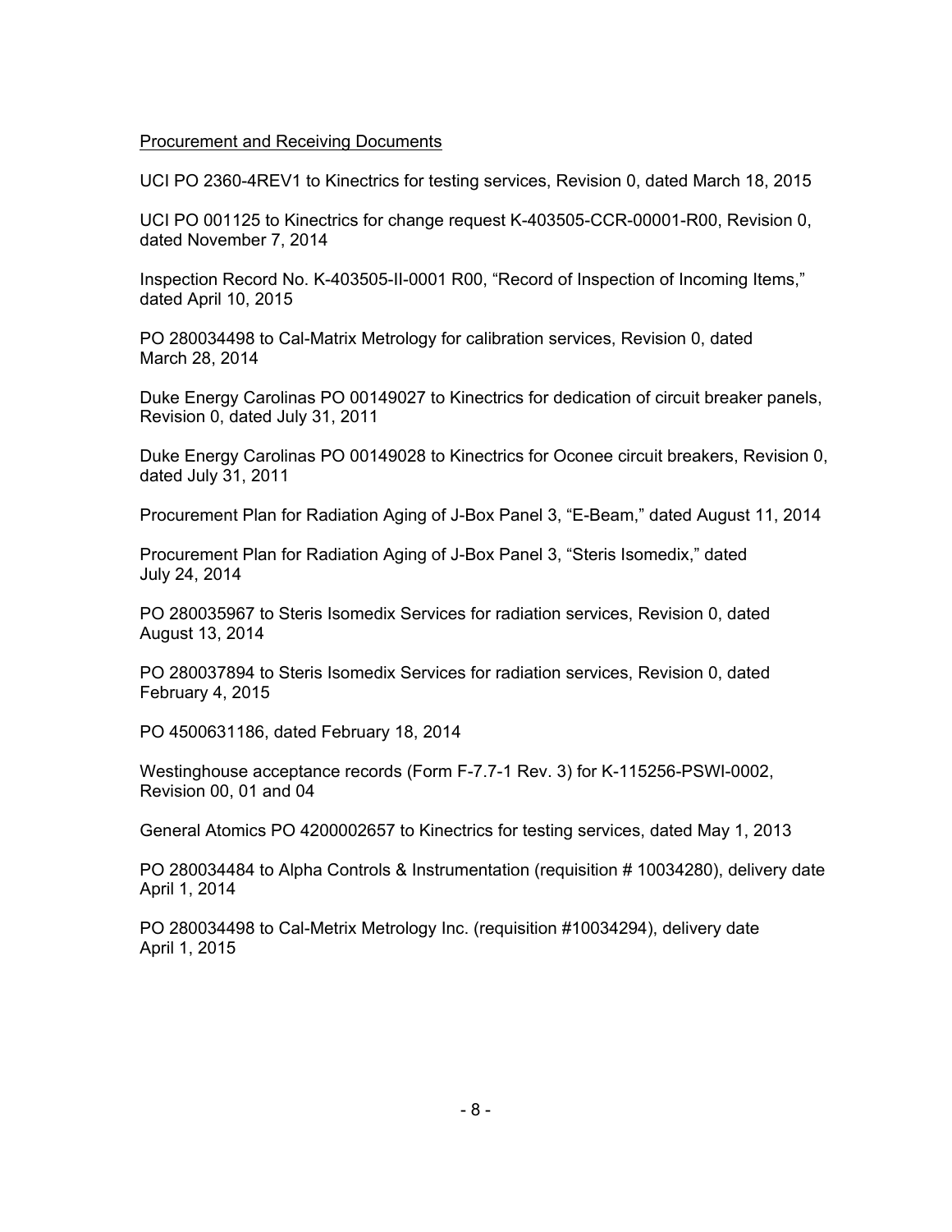Procurement and Receiving Documents

UCI PO 2360-4REV1 to Kinectrics for testing services, Revision 0, dated March 18, 2015

UCI PO 001125 to Kinectrics for change request K-403505-CCR-00001-R00, Revision 0, dated November 7, 2014

Inspection Record No. K-403505-II-0001 R00, "Record of Inspection of Incoming Items," dated April 10, 2015

PO 280034498 to Cal-Matrix Metrology for calibration services, Revision 0, dated March 28, 2014

Duke Energy Carolinas PO 00149027 to Kinectrics for dedication of circuit breaker panels, Revision 0, dated July 31, 2011

Duke Energy Carolinas PO 00149028 to Kinectrics for Oconee circuit breakers, Revision 0, dated July 31, 2011

Procurement Plan for Radiation Aging of J-Box Panel 3, "E-Beam," dated August 11, 2014

Procurement Plan for Radiation Aging of J-Box Panel 3, "Steris Isomedix," dated July 24, 2014

PO 280035967 to Steris Isomedix Services for radiation services, Revision 0, dated August 13, 2014

PO 280037894 to Steris Isomedix Services for radiation services, Revision 0, dated February 4, 2015

PO 4500631186, dated February 18, 2014

Westinghouse acceptance records (Form F-7.7-1 Rev. 3) for K-115256-PSWI-0002, Revision 00, 01 and 04

General Atomics PO 4200002657 to Kinectrics for testing services, dated May 1, 2013

PO 280034484 to Alpha Controls & Instrumentation (requisition # 10034280), delivery date April 1, 2014

PO 280034498 to Cal-Metrix Metrology Inc. (requisition #10034294), delivery date April 1, 2015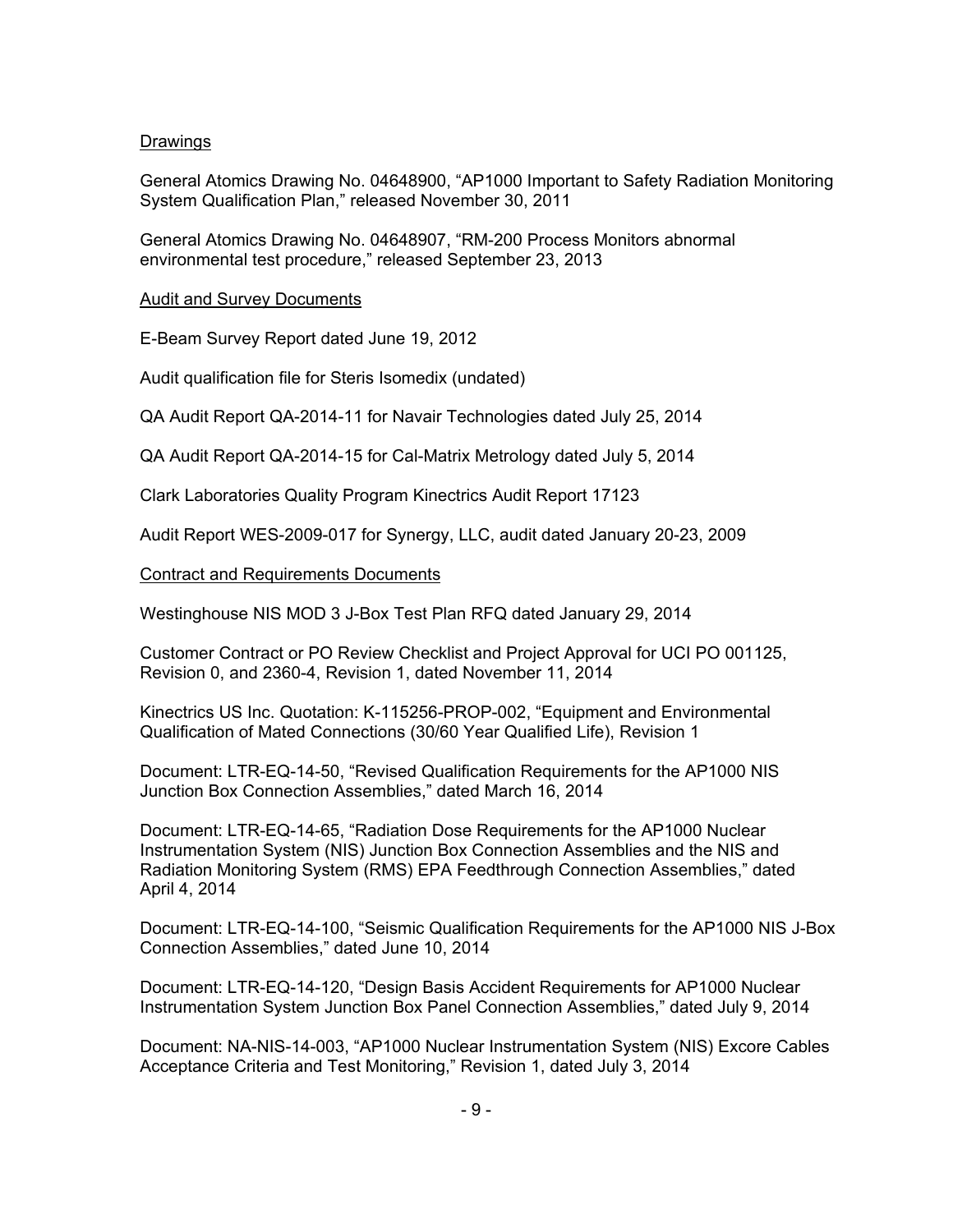## Drawings

General Atomics Drawing No. 04648900, "AP1000 Important to Safety Radiation Monitoring System Qualification Plan," released November 30, 2011

General Atomics Drawing No. 04648907, "RM-200 Process Monitors abnormal environmental test procedure," released September 23, 2013

## Audit and Survey Documents

E-Beam Survey Report dated June 19, 2012

Audit qualification file for Steris Isomedix (undated)

QA Audit Report QA-2014-11 for Navair Technologies dated July 25, 2014

QA Audit Report QA-2014-15 for Cal-Matrix Metrology dated July 5, 2014

Clark Laboratories Quality Program Kinectrics Audit Report 17123

Audit Report WES-2009-017 for Synergy, LLC, audit dated January 20-23, 2009

## Contract and Requirements Documents

Westinghouse NIS MOD 3 J-Box Test Plan RFQ dated January 29, 2014

Customer Contract or PO Review Checklist and Project Approval for UCI PO 001125, Revision 0, and 2360-4, Revision 1, dated November 11, 2014

Kinectrics US Inc. Quotation: K-115256-PROP-002, "Equipment and Environmental Qualification of Mated Connections (30/60 Year Qualified Life), Revision 1

Document: LTR-EQ-14-50, "Revised Qualification Requirements for the AP1000 NIS Junction Box Connection Assemblies," dated March 16, 2014

Document: LTR-EQ-14-65, "Radiation Dose Requirements for the AP1000 Nuclear Instrumentation System (NIS) Junction Box Connection Assemblies and the NIS and Radiation Monitoring System (RMS) EPA Feedthrough Connection Assemblies," dated April 4, 2014

Document: LTR-EQ-14-100, "Seismic Qualification Requirements for the AP1000 NIS J-Box Connection Assemblies," dated June 10, 2014

Document: LTR-EQ-14-120, "Design Basis Accident Requirements for AP1000 Nuclear Instrumentation System Junction Box Panel Connection Assemblies," dated July 9, 2014

Document: NA-NIS-14-003, "AP1000 Nuclear Instrumentation System (NIS) Excore Cables Acceptance Criteria and Test Monitoring," Revision 1, dated July 3, 2014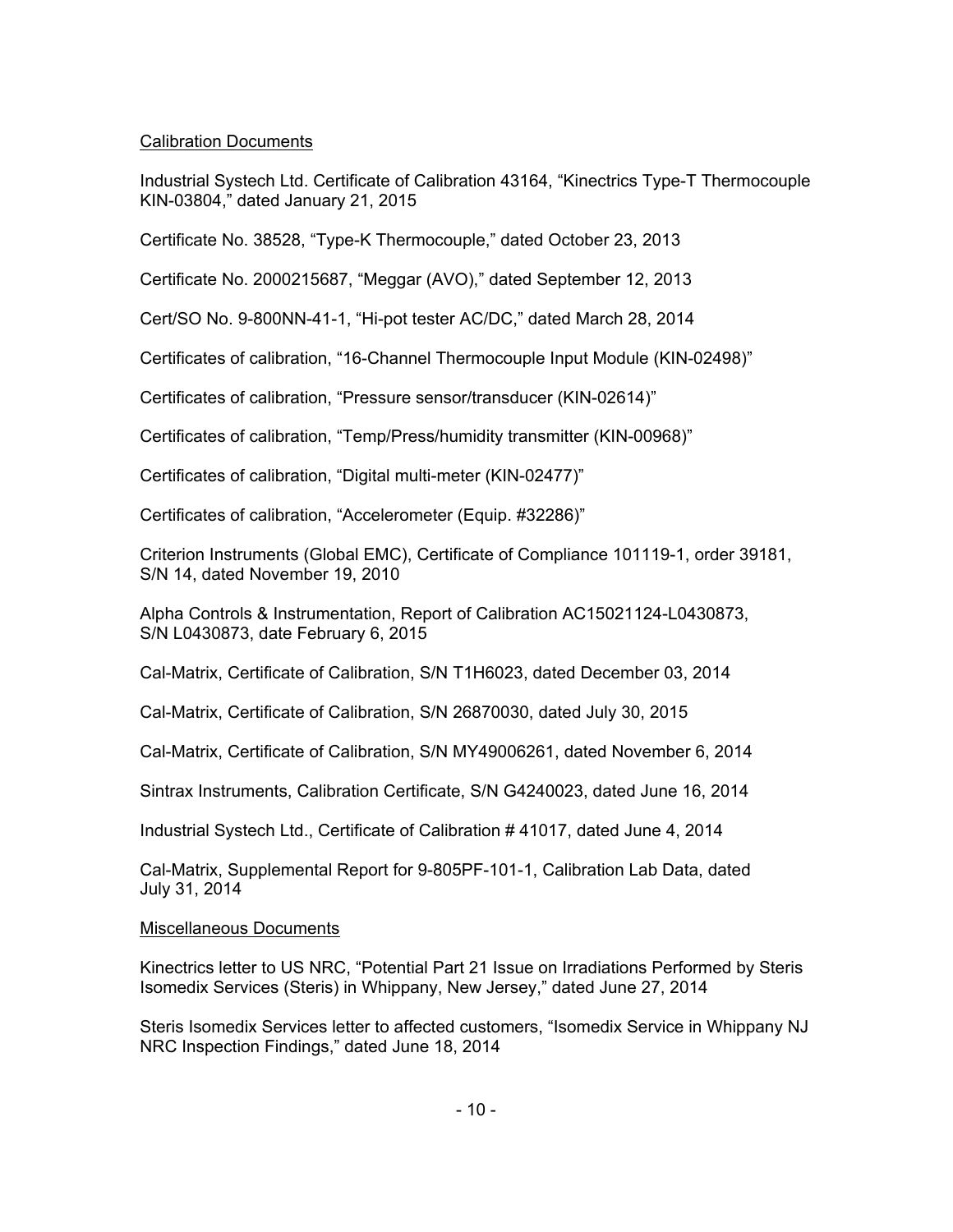<u>Calibration Documents</u>

Industrial Systech Ltd. Certificate of Calibration 43164, “Kinectrics Type-T Thermocouple KIN-03804,” dated January 21, 2015

Certificate No. 38528, “Type-K Thermocouple,” dated October 23, 2013

Certificate No. 2000215687, “Meggar (AVO),” dated September 12, 2013

Cert/SO No. 9-800NN-41-1, “Hi-pot tester AC/DC,” dated March 28, 2014

Certificates of calibration, “16-Channel Thermocouple Input Module (KIN-02498)”

Certificates of calibration, “Pressure sensor/transducer (KIN-02614)”

Certificates of calibration, “Temp/Press/humidity transmitter (KIN-00968)”

Certificates of calibration, “Digital multi-meter (KIN-02477)”

Certificates of calibration, “Accelerometer (Equip. #32286)”

Criterion Instruments (Global EMC), Certificate of Compliance 101119-1, order 39181, S/N 14, dated November 19, 2010

Alpha Controls & Instrumentation, Report of Calibration AC15021124-L0430873, S/N L0430873, date February 6, 2015

Cal-Matrix, Certificate of Calibration, S/N T1H6023, dated December 03, 2014

Cal-Matrix, Certificate of Calibration, S/N 26870030, dated July 30, 2015

Cal-Matrix, Certificate of Calibration, S/N MY49006261, dated November 6, 2014

Sintrax Instruments, Calibration Certificate, S/N G4240023, dated June 16, 2014

Industrial Systech Ltd., Certificate of Calibration # 41017, dated June 4, 2014

Cal-Matrix, Supplemental Report for 9-805PF-101-1, Calibration Lab Data, dated July 31, 2014

<u>Miscellaneous Documents</u>

Kinectrics letter to US NRC, “Potential Part 21 Issue on Irradiations Performed by Steris Isomedix Services (Steris) in Whippany, New Jersey,” dated June 27, 2014

Steris Isomedix Services letter to affected customers, “Isomedix Service in Whippany NJ NRC Inspection Findings,” dated June 18, 2014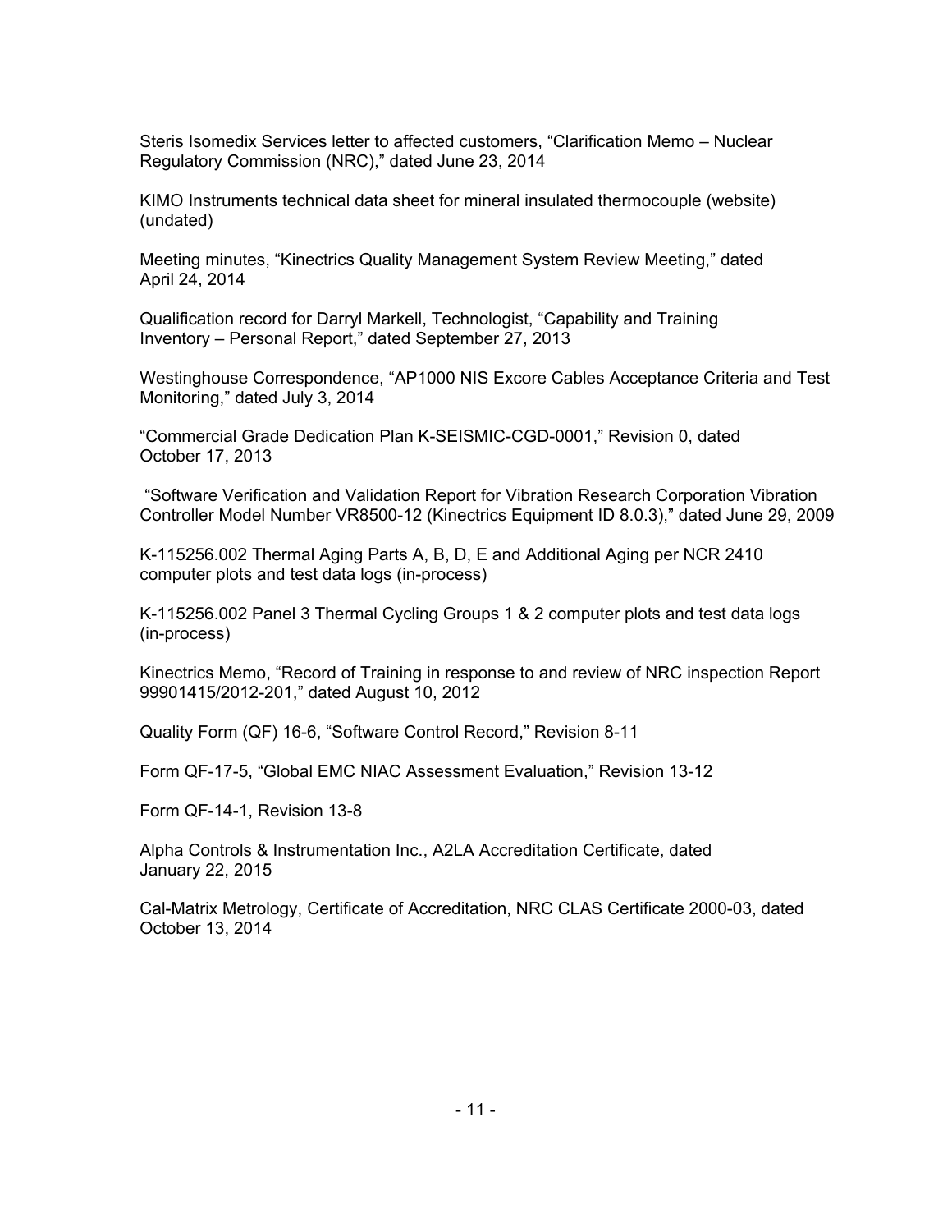Steris Isomedix Services letter to affected customers, “Clarification Memo – Nuclear Regulatory Commission (NRC),” dated June 23, 2014

KIMO Instruments technical data sheet for mineral insulated thermocouple (website) (undated)

Meeting minutes, “Kinectrics Quality Management System Review Meeting,” dated April 24, 2014

Qualification record for Darryl Markell, Technologist, “Capability and Training Inventory – Personal Report,” dated September 27, 2013

Westinghouse Correspondence, “AP1000 NIS Excore Cables Acceptance Criteria and Test Monitoring,” dated July 3, 2014

“Commercial Grade Dedication Plan K-SEISMIC-CGD-0001,” Revision 0, dated October 17, 2013

“Software Verification and Validation Report for Vibration Research Corporation Vibration Controller Model Number VR8500-12 (Kinectrics Equipment ID 8.0.3),” dated June 29, 2009

K-115256.002 Thermal Aging Parts A, B, D, E and Additional Aging per NCR 2410 computer plots and test data logs (in-process)

K-115256.002 Panel 3 Thermal Cycling Groups 1 & 2 computer plots and test data logs (in-process)

Kinectrics Memo, “Record of Training in response to and review of NRC inspection Report 99901415/2012-201,” dated August 10, 2012

Quality Form (QF) 16-6, “Software Control Record,” Revision 8-11

Form QF-17-5, “Global EMC NIAC Assessment Evaluation,” Revision 13-12

Form QF-14-1, Revision 13-8

Alpha Controls & Instrumentation Inc., A2LA Accreditation Certificate, dated January 22, 2015

Cal-Matrix Metrology, Certificate of Accreditation, NRC CLAS Certificate 2000-03, dated October 13, 2014